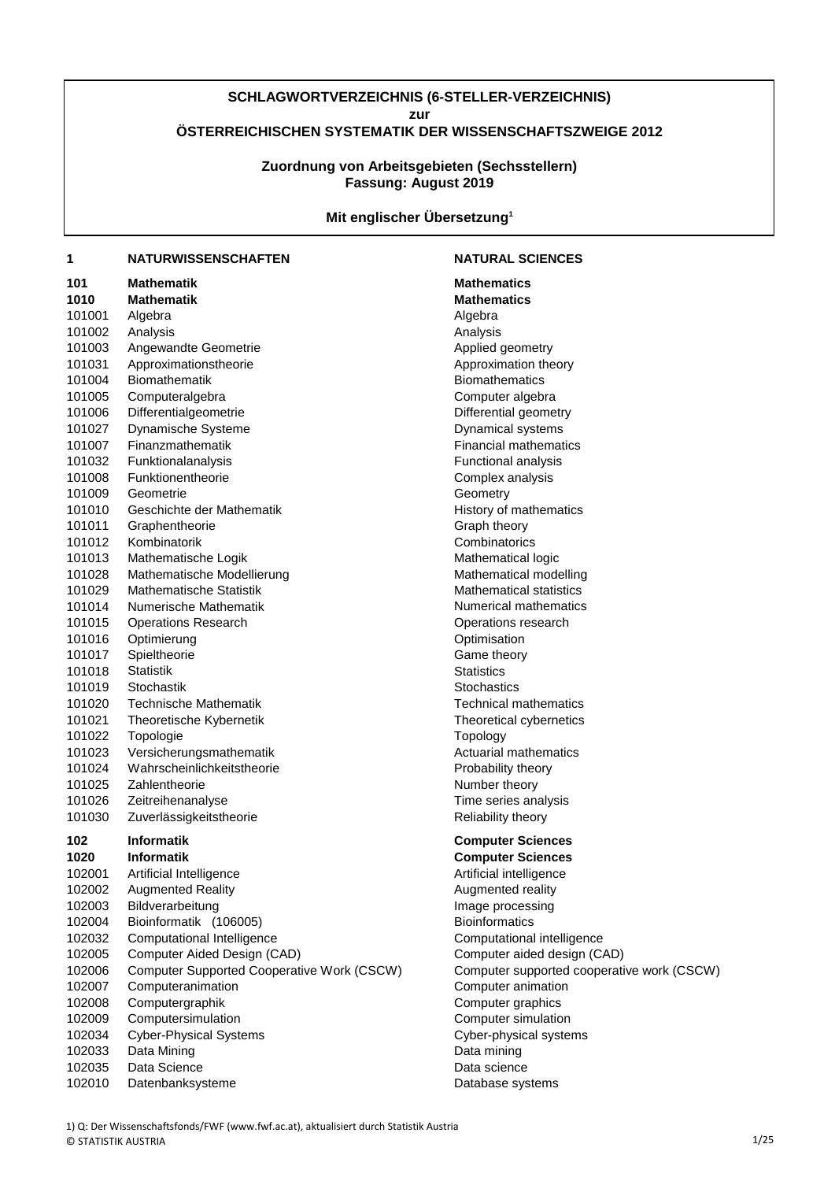**SCHLAGWORTVERZEICHNIS (6-STELLER-VERZEICHNIS)**

**zur**

**ÖSTERREICHISCHEN SYSTEMATIK DER WISSENSCHAFTSZWEIGE 2012**

**Zuordnung von Arbeitsgebieten (Sechsstellern)**
**Fassung: August 2019**

**Mit englischer Übersetzung[1]**

| | | |
|---|---|---|
| **1** | **NATURWISSENSCHAFTEN** | **NATURAL SCIENCES** |
| **101** | **Mathematik** | **Mathematics** |
| **1010** | **Mathematik** | **Mathematics** |
| 101001 | Algebra | Algebra |
| 101002 | Analysis | Analysis |
| 101003 | Angewandte Geometrie | Applied geometry |
| 101031 | Approximationstheorie | Approximation theory |
| 101004 | Biomathematik | Biomathematics |
| 101005 | Computeralgebra | Computer algebra |
| 101006 | Differentialgeometrie | Differential geometry |
| 101027 | Dynamische Systeme | Dynamical systems |
| 101007 | Finanzmathematik | Financial mathematics |
| 101032 | Funktionalanalysis | Functional analysis |
| 101008 | Funktionentheorie | Complex analysis |
| 101009 | Geometrie | Geometry |
| 101010 | Geschichte der Mathematik | History of mathematics |
| 101011 | Graphentheorie | Graph theory |
| 101012 | Kombinatorik | Combinatorics |
| 101013 | Mathematische Logik | Mathematical logic |
| 101028 | Mathematische Modellierung | Mathematical modelling |
| 101029 | Mathematische Statistik | Mathematical statistics |
| 101014 | Numerische Mathematik | Numerical mathematics |
| 101015 | Operations Research | Operations research |
| 101016 | Optimierung | Optimisation |
| 101017 | Spieltheorie | Game theory |
| 101018 | Statistik | Statistics |
| 101019 | Stochastik | Stochastics |
| 101020 | Technische Mathematik | Technical mathematics |
| 101021 | Theoretische Kybernetik | Theoretical cybernetics |
| 101022 | Topologie | Topology |
| 101023 | Versicherungsmathematik | Actuarial mathematics |
| 101024 | Wahrscheinlichkeitstheorie | Probability theory |
| 101025 | Zahlentheorie | Number theory |
| 101026 | Zeitreihenanalyse | Time series analysis |
| 101030 | Zuverlässigkeitstheorie | Reliability theory |
| **102** | **Informatik** | **Computer Sciences** |
| **1020** | **Informatik** | **Computer Sciences** |
| 102001 | Artificial Intelligence | Artificial intelligence |
| 102002 | Augmented Reality | Augmented reality |
| 102003 | Bildverarbeitung | Image processing |
| 102004 | Bioinformatik (106005) | Bioinformatics |
| 102032 | Computational Intelligence | Computational intelligence |
| 102005 | Computer Aided Design (CAD) | Computer aided design (CAD) |
| 102006 | Computer Supported Cooperative Work (CSCW) | Computer supported cooperative work (CSCW) |
| 102007 | Computeranimation | Computer animation |
| 102008 | Computergraphik | Computer graphics |
| 102009 | Computersimulation | Computer simulation |
| 102034 | Cyber-Physical Systems | Cyber-physical systems |
| 102033 | Data Mining | Data mining |
| 102035 | Data Science | Data science |
| 102010 | Datenbanksysteme | Database systems |

1) Q: Der Wissenschaftsfonds/FWF (www.fwf.ac.at), aktualisiert durch Statistik Austria
© STATISTIK AUSTRIA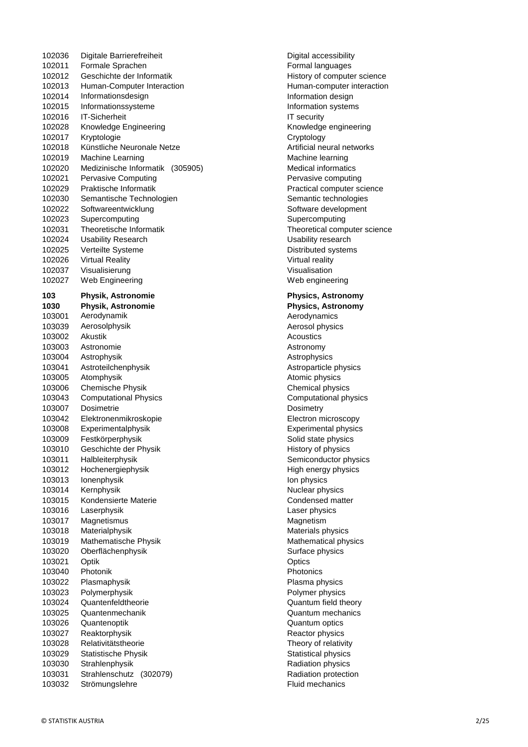| Code | Bezeichnung | Description |
|---|---|---|
| 102036 | Digitale Barrierefreiheit | Digital accessibility |
| 102011 | Formale Sprachen | Formal languages |
| 102012 | Geschichte der Informatik | History of computer science |
| 102013 | Human-Computer Interaction | Human-computer interaction |
| 102014 | Informationsdesign | Information design |
| 102015 | Informationssysteme | Information systems |
| 102016 | IT-Sicherheit | IT security |
| 102028 | Knowledge Engineering | Knowledge engineering |
| 102017 | Kryptologie | Cryptology |
| 102018 | Künstliche Neuronale Netze | Artificial neural networks |
| 102019 | Machine Learning | Machine learning |
| 102020 | Medizinische Informatik (305905) | Medical informatics |
| 102021 | Pervasive Computing | Pervasive computing |
| 102029 | Praktische Informatik | Practical computer science |
| 102030 | Semantische Technologien | Semantic technologies |
| 102022 | Softwareentwicklung | Software development |
| 102023 | Supercomputing | Supercomputing |
| 102031 | Theoretische Informatik | Theoretical computer science |
| 102024 | Usability Research | Usability research |
| 102025 | Verteilte Systeme | Distributed systems |
| 102026 | Virtual Reality | Virtual reality |
| 102037 | Visualisierung | Visualisation |
| 102027 | Web Engineering | Web engineering |
| **103** | **Physik, Astronomie** | **Physics, Astronomy** |
| **1030** | **Physik, Astronomie** | **Physics, Astronomy** |
| 103001 | Aerodynamik | Aerodynamics |
| 103039 | Aerosolphysik | Aerosol physics |
| 103002 | Akustik | Acoustics |
| 103003 | Astronomie | Astronomy |
| 103004 | Astrophysik | Astrophysics |
| 103041 | Astroteilchenphysik | Astroparticle physics |
| 103005 | Atomphysik | Atomic physics |
| 103006 | Chemische Physik | Chemical physics |
| 103043 | Computational Physics | Computational physics |
| 103007 | Dosimetrie | Dosimetry |
| 103042 | Elektronenmikroskopie | Electron microscopy |
| 103008 | Experimentalphysik | Experimental physics |
| 103009 | Festkörperphysik | Solid state physics |
| 103010 | Geschichte der Physik | History of physics |
| 103011 | Halbleiterphysik | Semiconductor physics |
| 103012 | Hochenergiephysik | High energy physics |
| 103013 | Ionenphysik | Ion physics |
| 103014 | Kernphysik | Nuclear physics |
| 103015 | Kondensierte Materie | Condensed matter |
| 103016 | Laserphysik | Laser physics |
| 103017 | Magnetismus | Magnetism |
| 103018 | Materialphysik | Materials physics |
| 103019 | Mathematische Physik | Mathematical physics |
| 103020 | Oberflächenphysik | Surface physics |
| 103021 | Optik | Optics |
| 103040 | Photonik | Photonics |
| 103022 | Plasmaphysik | Plasma physics |
| 103023 | Polymerphysik | Polymer physics |
| 103024 | Quantenfeldtheorie | Quantum field theory |
| 103025 | Quantenmechanik | Quantum mechanics |
| 103026 | Quantenoptik | Quantum optics |
| 103027 | Reaktorphysik | Reactor physics |
| 103028 | Relativitätstheorie | Theory of relativity |
| 103029 | Statistische Physik | Statistical physics |
| 103030 | Strahlenphysik | Radiation physics |
| 103031 | Strahlenschutz (302079) | Radiation protection |
| 103032 | Strömungslehre | Fluid mechanics |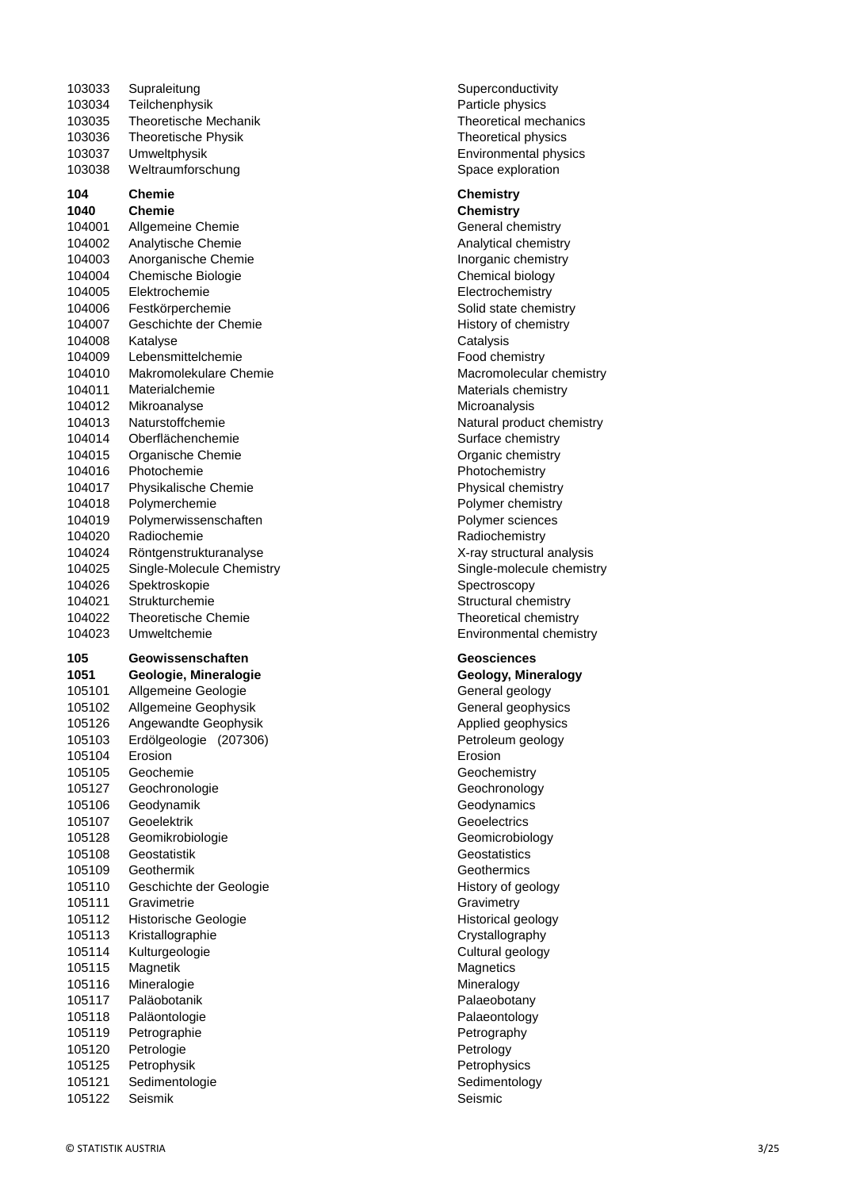| | | |
|---|---|---|
| 103033 | Supraleitung | Superconductivity |
| 103034 | Teilchenphysik | Particle physics |
| 103035 | Theoretische Mechanik | Theoretical mechanics |
| 103036 | Theoretische Physik | Theoretical physics |
| 103037 | Umweltphysik | Environmental physics |
| 103038 | Weltraumforschung | Space exploration |
| **104** | **Chemie** | **Chemistry** |
| **1040** | **Chemie** | **Chemistry** |
| 104001 | Allgemeine Chemie | General chemistry |
| 104002 | Analytische Chemie | Analytical chemistry |
| 104003 | Anorganische Chemie | Inorganic chemistry |
| 104004 | Chemische Biologie | Chemical biology |
| 104005 | Elektrochemie | Electrochemistry |
| 104006 | Festkörperchemie | Solid state chemistry |
| 104007 | Geschichte der Chemie | History of chemistry |
| 104008 | Katalyse | Catalysis |
| 104009 | Lebensmittelchemie | Food chemistry |
| 104010 | Makromolekulare Chemie | Macromolecular chemistry |
| 104011 | Materialchemie | Materials chemistry |
| 104012 | Mikroanalyse | Microanalysis |
| 104013 | Naturstoffchemie | Natural product chemistry |
| 104014 | Oberflächenchemie | Surface chemistry |
| 104015 | Organische Chemie | Organic chemistry |
| 104016 | Photochemie | Photochemistry |
| 104017 | Physikalische Chemie | Physical chemistry |
| 104018 | Polymerchemie | Polymer chemistry |
| 104019 | Polymerwissenschaften | Polymer sciences |
| 104020 | Radiochemie | Radiochemistry |
| 104024 | Röntgenstrukturanalyse | X-ray structural analysis |
| 104025 | Single-Molecule Chemistry | Single-molecule chemistry |
| 104026 | Spektroskopie | Spectroscopy |
| 104021 | Strukturchemie | Structural chemistry |
| 104022 | Theoretische Chemie | Theoretical chemistry |
| 104023 | Umweltchemie | Environmental chemistry |
| **105** | **Geowissenschaften** | **Geosciences** |
| **1051** | **Geologie, Mineralogie** | **Geology, Mineralogy** |
| 105101 | Allgemeine Geologie | General geology |
| 105102 | Allgemeine Geophysik | General geophysics |
| 105126 | Angewandte Geophysik | Applied geophysics |
| 105103 | Erdölgeologie (207306) | Petroleum geology |
| 105104 | Erosion | Erosion |
| 105105 | Geochemie | Geochemistry |
| 105127 | Geochronologie | Geochronology |
| 105106 | Geodynamik | Geodynamics |
| 105107 | Geoelektrik | Geoelectrics |
| 105128 | Geomikrobiologie | Geomicrobiology |
| 105108 | Geostatistik | Geostatistics |
| 105109 | Geothermik | Geothermics |
| 105110 | Geschichte der Geologie | History of geology |
| 105111 | Gravimetrie | Gravimetry |
| 105112 | Historische Geologie | Historical geology |
| 105113 | Kristallographie | Crystallography |
| 105114 | Kulturgeologie | Cultural geology |
| 105115 | Magnetik | Magnetics |
| 105116 | Mineralogie | Mineralogy |
| 105117 | Paläobotanik | Palaeobotany |
| 105118 | Paläontologie | Palaeontology |
| 105119 | Petrographie | Petrography |
| 105120 | Petrologie | Petrology |
| 105125 | Petrophysik | Petrophysics |
| 105121 | Sedimentologie | Sedimentology |
| 105122 | Seismik | Seismic |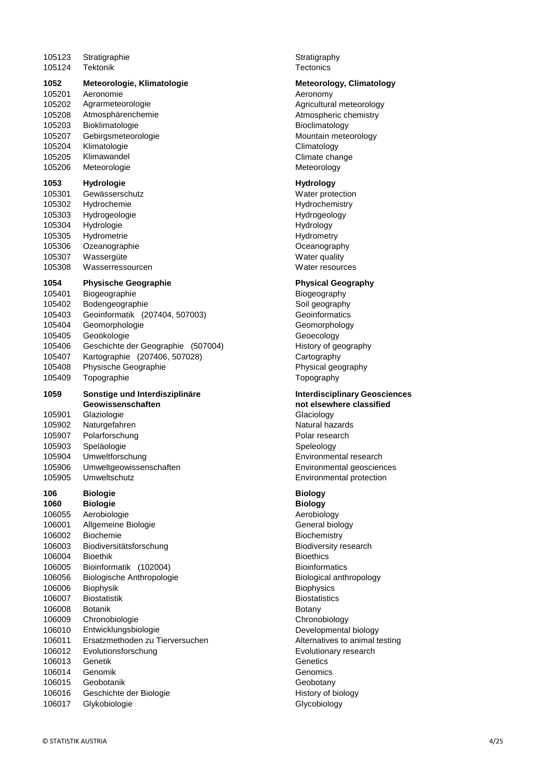| Code | Bezeichnung | Designation |
|---|---|---|
| 105123 | Stratigraphie | Stratigraphy |
| 105124 | Tektonik | Tectonics |
| **1052** | **Meteorologie, Klimatologie** | **Meteorology, Climatology** |
| 105201 | Aeronomie | Aeronomy |
| 105202 | Agrarmeteorologie | Agricultural meteorology |
| 105208 | Atmosphärenchemie | Atmospheric chemistry |
| 105203 | Bioklimatologie | Bioclimatology |
| 105207 | Gebirgsmeteorologie | Mountain meteorology |
| 105204 | Klimatologie | Climatology |
| 105205 | Klimawandel | Climate change |
| 105206 | Meteorologie | Meteorology |
| **1053** | **Hydrologie** | **Hydrology** |
| 105301 | Gewässerschutz | Water protection |
| 105302 | Hydrochemie | Hydrochemistry |
| 105303 | Hydrogeologie | Hydrogeology |
| 105304 | Hydrologie | Hydrology |
| 105305 | Hydrometrie | Hydrometry |
| 105306 | Ozeanographie | Oceanography |
| 105307 | Wassergüte | Water quality |
| 105308 | Wasserressourcen | Water resources |
| **1054** | **Physische Geographie** | **Physical Geography** |
| 105401 | Biogeographie | Biogeography |
| 105402 | Bodengeographie | Soil geography |
| 105403 | Geoinformatik (207404, 507003) | Geoinformatics |
| 105404 | Geomorphologie | Geomorphology |
| 105405 | Geoökologie | Geoecology |
| 105406 | Geschichte der Geographie (507004) | History of geography |
| 105407 | Kartographie (207406, 507028) | Cartography |
| 105408 | Physische Geographie | Physical geography |
| 105409 | Topographie | Topography |
| **1059** | **Sonstige und Interdisziplinäre Geowissenschaften** | **Interdisciplinary Geosciences not elsewhere classified** |
| 105901 | Glaziologie | Glaciology |
| 105902 | Naturgefahren | Natural hazards |
| 105907 | Polarforschung | Polar research |
| 105903 | Speläologie | Speleology |
| 105904 | Umweltforschung | Environmental research |
| 105906 | Umweltgeowissenschaften | Environmental geosciences |
| 105905 | Umweltschutz | Environmental protection |
| **106** | **Biologie** | **Biology** |
| **1060** | **Biologie** | **Biology** |
| 106055 | Aerobiologie | Aerobiology |
| 106001 | Allgemeine Biologie | General biology |
| 106002 | Biochemie | Biochemistry |
| 106003 | Biodiversitätsforschung | Biodiversity research |
| 106004 | Bioethik | Bioethics |
| 106005 | Bioinformatik (102004) | Bioinformatics |
| 106056 | Biologische Anthropologie | Biological anthropology |
| 106006 | Biophysik | Biophysics |
| 106007 | Biostatistik | Biostatistics |
| 106008 | Botanik | Botany |
| 106009 | Chronobiologie | Chronobiology |
| 106010 | Entwicklungsbiologie | Developmental biology |
| 106011 | Ersatzmethoden zu Tierversuchen | Alternatives to animal testing |
| 106012 | Evolutionsforschung | Evolutionary research |
| 106013 | Genetik | Genetics |
| 106014 | Genomik | Genomics |
| 106015 | Geobotanik | Geobotany |
| 106016 | Geschichte der Biologie | History of biology |
| 106017 | Glykobiologie | Glycobiology |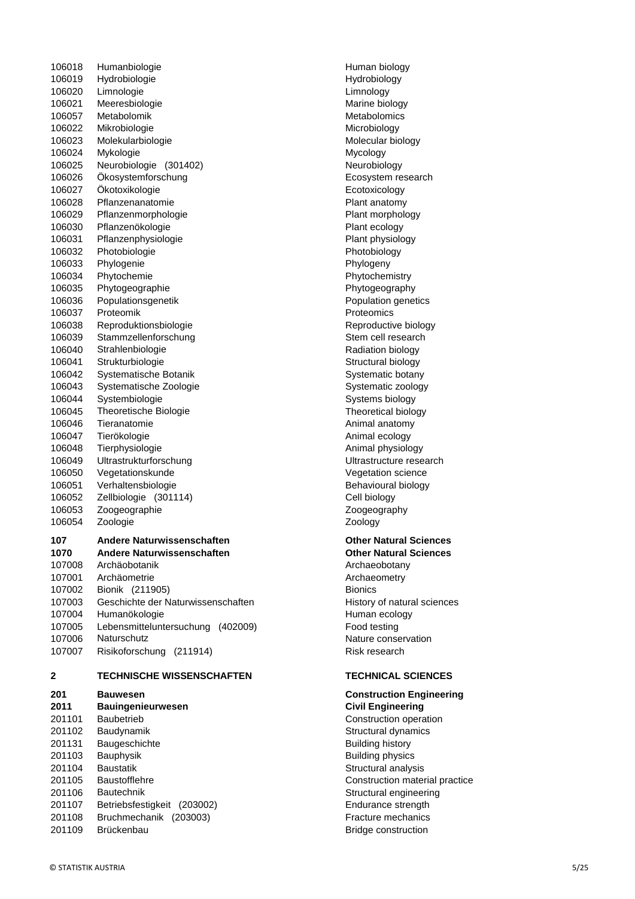| Code | Deutsch | English |
|---|---|---|
| 106018 | Humanbiologie | Human biology |
| 106019 | Hydrobiologie | Hydrobiology |
| 106020 | Limnologie | Limnology |
| 106021 | Meeresbiologie | Marine biology |
| 106057 | Metabolomik | Metabolomics |
| 106022 | Mikrobiologie | Microbiology |
| 106023 | Molekularbiologie | Molecular biology |
| 106024 | Mykologie | Mycology |
| 106025 | Neurobiologie (301402) | Neurobiology |
| 106026 | Ökosystemforschung | Ecosystem research |
| 106027 | Ökotoxikologie | Ecotoxicology |
| 106028 | Pflanzenanatomie | Plant anatomy |
| 106029 | Pflanzenmorphologie | Plant morphology |
| 106030 | Pflanzenökologie | Plant ecology |
| 106031 | Pflanzenphysiologie | Plant physiology |
| 106032 | Photobiologie | Photobiology |
| 106033 | Phylogenie | Phylogeny |
| 106034 | Phytochemie | Phytochemistry |
| 106035 | Phytogeographie | Phytogeography |
| 106036 | Populationsgenetik | Population genetics |
| 106037 | Proteomik | Proteomics |
| 106038 | Reproduktionsbiologie | Reproductive biology |
| 106039 | Stammzellenforschung | Stem cell research |
| 106040 | Strahlenbiologie | Radiation biology |
| 106041 | Strukturbiologie | Structural biology |
| 106042 | Systematische Botanik | Systematic botany |
| 106043 | Systematische Zoologie | Systematic zoology |
| 106044 | Systembiologie | Systems biology |
| 106045 | Theoretische Biologie | Theoretical biology |
| 106046 | Tieranatomie | Animal anatomy |
| 106047 | Tierökologie | Animal ecology |
| 106048 | Tierphysiologie | Animal physiology |
| 106049 | Ultrastrukturforschung | Ultrastructure research |
| 106050 | Vegetationskunde | Vegetation science |
| 106051 | Verhaltensbiologie | Behavioural biology |
| 106052 | Zellbiologie (301114) | Cell biology |
| 106053 | Zoogeographie | Zoogeography |
| 106054 | Zoologie | Zoology |
| **107** | **Andere Naturwissenschaften** | **Other Natural Sciences** |
| **1070** | **Andere Naturwissenschaften** | **Other Natural Sciences** |
| 107008 | Archäobotanik | Archaeobotany |
| 107001 | Archäometrie | Archaeometry |
| 107002 | Bionik (211905) | Bionics |
| 107003 | Geschichte der Naturwissenschaften | History of natural sciences |
| 107004 | Humanökologie | Human ecology |
| 107005 | Lebensmitteluntersuchung (402009) | Food testing |
| 107006 | Naturschutz | Nature conservation |
| 107007 | Risikoforschung (211914) | Risk research |
| **2** | **TECHNISCHE WISSENSCHAFTEN** | **TECHNICAL SCIENCES** |
| **201** | **Bauwesen** | **Construction Engineering** |
| **2011** | **Bauingenieurwesen** | **Civil Engineering** |
| 201101 | Baubetrieb | Construction operation |
| 201102 | Baudynamik | Structural dynamics |
| 201131 | Baugeschichte | Building history |
| 201103 | Bauphysik | Building physics |
| 201104 | Baustatik | Structural analysis |
| 201105 | Baustofflehre | Construction material practice |
| 201106 | Bautechnik | Structural engineering |
| 201107 | Betriebsfestigkeit (203002) | Endurance strength |
| 201108 | Bruchmechanik (203003) | Fracture mechanics |
| 201109 | Brückenbau | Bridge construction |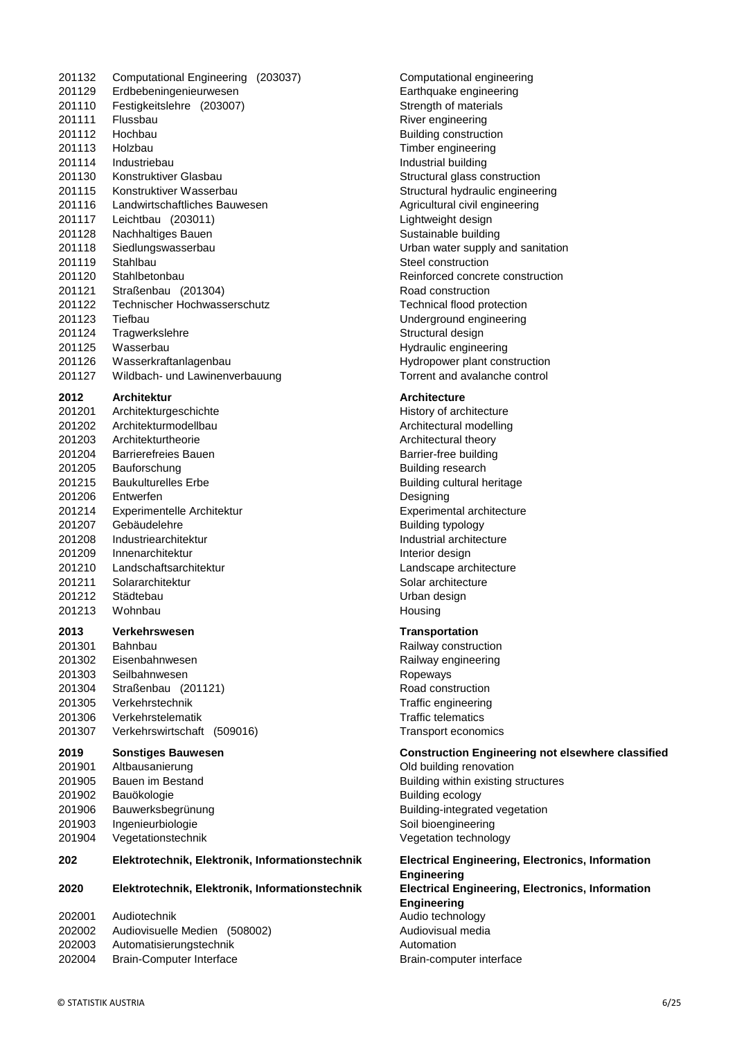| Code | Bezeichnung | Description |
|---|---|---|
| 201132 | Computational Engineering (203037) | Computational engineering |
| 201129 | Erdbebeningenieurwesen | Earthquake engineering |
| 201110 | Festigkeitslehre (203007) | Strength of materials |
| 201111 | Flussbau | River engineering |
| 201112 | Hochbau | Building construction |
| 201113 | Holzbau | Timber engineering |
| 201114 | Industriebau | Industrial building |
| 201130 | Konstruktiver Glasbau | Structural glass construction |
| 201115 | Konstruktiver Wasserbau | Structural hydraulic engineering |
| 201116 | Landwirtschaftliches Bauwesen | Agricultural civil engineering |
| 201117 | Leichtbau (203011) | Lightweight design |
| 201128 | Nachhaltiges Bauen | Sustainable building |
| 201118 | Siedlungswasserbau | Urban water supply and sanitation |
| 201119 | Stahlbau | Steel construction |
| 201120 | Stahlbetonbau | Reinforced concrete construction |
| 201121 | Straßenbau (201304) | Road construction |
| 201122 | Technischer Hochwasserschutz | Technical flood protection |
| 201123 | Tiefbau | Underground engineering |
| 201124 | Tragwerkslehre | Structural design |
| 201125 | Wasserbau | Hydraulic engineering |
| 201126 | Wasserkraftanlagenbau | Hydropower plant construction |
| 201127 | Wildbach- und Lawinenverbauung | Torrent and avalanche control |
| **2012** | **Architektur** | **Architecture** |
| 201201 | Architekturgeschichte | History of architecture |
| 201202 | Architekturmodellbau | Architectural modelling |
| 201203 | Architekturtheorie | Architectural theory |
| 201204 | Barrierefreies Bauen | Barrier-free building |
| 201205 | Bauforschung | Building research |
| 201215 | Baukulturelles Erbe | Building cultural heritage |
| 201206 | Entwerfen | Designing |
| 201214 | Experimentelle Architektur | Experimental architecture |
| 201207 | Gebäudelehre | Building typology |
| 201208 | Industriearchitektur | Industrial architecture |
| 201209 | Innenarchitektur | Interior design |
| 201210 | Landschaftsarchitektur | Landscape architecture |
| 201211 | Solararchitektur | Solar architecture |
| 201212 | Städtebau | Urban design |
| 201213 | Wohnbau | Housing |
| **2013** | **Verkehrswesen** | **Transportation** |
| 201301 | Bahnbau | Railway construction |
| 201302 | Eisenbahnwesen | Railway engineering |
| 201303 | Seilbahnwesen | Ropeways |
| 201304 | Straßenbau (201121) | Road construction |
| 201305 | Verkehrstechnik | Traffic engineering |
| 201306 | Verkehrstelematik | Traffic telematics |
| 201307 | Verkehrswirtschaft (509016) | Transport economics |
| **2019** | **Sonstiges Bauwesen** | **Construction Engineering not elsewhere classified** |
| 201901 | Altbausanierung | Old building renovation |
| 201905 | Bauen im Bestand | Building within existing structures |
| 201902 | Bauökologie | Building ecology |
| 201906 | Bauwerksbegrünung | Building-integrated vegetation |
| 201903 | Ingenieurbiologie | Soil bioengineering |
| 201904 | Vegetationstechnik | Vegetation technology |
| **202** | **Elektrotechnik, Elektronik, Informationstechnik** | **Electrical Engineering, Electronics, Information Engineering** |
| **2020** | **Elektrotechnik, Elektronik, Informationstechnik** | **Electrical Engineering, Electronics, Information Engineering** |
| 202001 | Audiotechnik | Audio technology |
| 202002 | Audiovisuelle Medien (508002) | Audiovisual media |
| 202003 | Automatisierungstechnik | Automation |
| 202004 | Brain-Computer Interface | Brain-computer interface |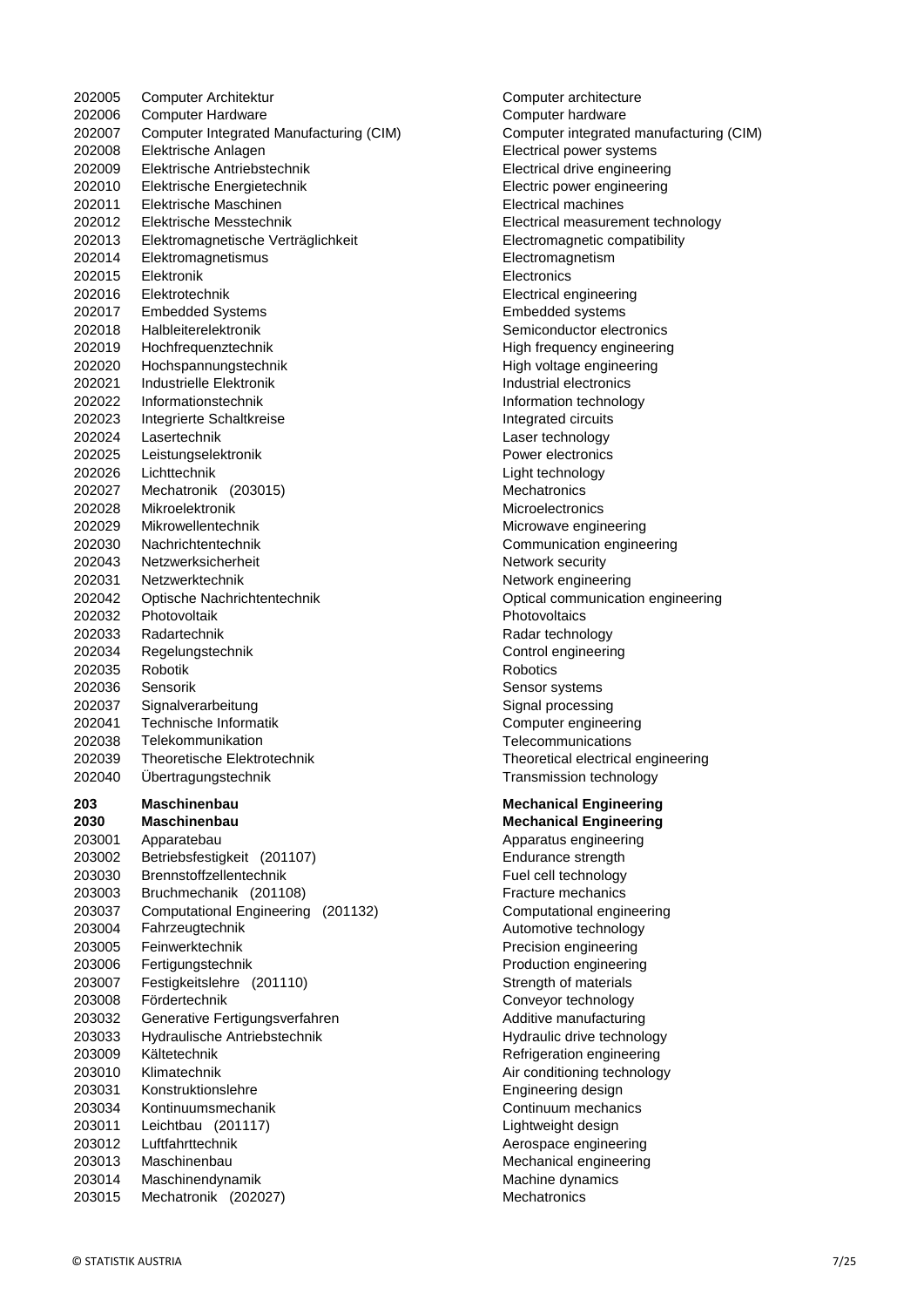| Code | Deutsch | English |
|---|---|---|
| 202005 | Computer Architektur | Computer architecture |
| 202006 | Computer Hardware | Computer hardware |
| 202007 | Computer Integrated Manufacturing (CIM) | Computer integrated manufacturing (CIM) |
| 202008 | Elektrische Anlagen | Electrical power systems |
| 202009 | Elektrische Antriebstechnik | Electrical drive engineering |
| 202010 | Elektrische Energietechnik | Electric power engineering |
| 202011 | Elektrische Maschinen | Electrical machines |
| 202012 | Elektrische Messtechnik | Electrical measurement technology |
| 202013 | Elektromagnetische Verträglichkeit | Electromagnetic compatibility |
| 202014 | Elektromagnetismus | Electromagnetism |
| 202015 | Elektronik | Electronics |
| 202016 | Elektrotechnik | Electrical engineering |
| 202017 | Embedded Systems | Embedded systems |
| 202018 | Halbleiterelektronik | Semiconductor electronics |
| 202019 | Hochfrequenztechnik | High frequency engineering |
| 202020 | Hochspannungstechnik | High voltage engineering |
| 202021 | Industrielle Elektronik | Industrial electronics |
| 202022 | Informationstechnik | Information technology |
| 202023 | Integrierte Schaltkreise | Integrated circuits |
| 202024 | Lasertechnik | Laser technology |
| 202025 | Leistungselektronik | Power electronics |
| 202026 | Lichttechnik | Light technology |
| 202027 | Mechatronik (203015) | Mechatronics |
| 202028 | Mikroelektronik | Microelectronics |
| 202029 | Mikrowellentechnik | Microwave engineering |
| 202030 | Nachrichtentechnik | Communication engineering |
| 202043 | Netzwerksicherheit | Network security |
| 202031 | Netzwerktechnik | Network engineering |
| 202042 | Optische Nachrichtentechnik | Optical communication engineering |
| 202032 | Photovoltaik | Photovoltaics |
| 202033 | Radartechnik | Radar technology |
| 202034 | Regelungstechnik | Control engineering |
| 202035 | Robotik | Robotics |
| 202036 | Sensorik | Sensor systems |
| 202037 | Signalverarbeitung | Signal processing |
| 202041 | Technische Informatik | Computer engineering |
| 202038 | Telekommunikation | Telecommunications |
| 202039 | Theoretische Elektrotechnik | Theoretical electrical engineering |
| 202040 | Übertragungstechnik | Transmission technology |
| **203** | **Maschinenbau** | **Mechanical Engineering** |
| **2030** | **Maschinenbau** | **Mechanical Engineering** |
| 203001 | Apparatebau | Apparatus engineering |
| 203002 | Betriebsfestigkeit (201107) | Endurance strength |
| 203030 | Brennstoffzellentechnik | Fuel cell technology |
| 203003 | Bruchmechanik (201108) | Fracture mechanics |
| 203037 | Computational Engineering (201132) | Computational engineering |
| 203004 | Fahrzeugtechnik | Automotive technology |
| 203005 | Feinwerktechnik | Precision engineering |
| 203006 | Fertigungstechnik | Production engineering |
| 203007 | Festigkeitslehre (201110) | Strength of materials |
| 203008 | Fördertechnik | Conveyor technology |
| 203032 | Generative Fertigungsverfahren | Additive manufacturing |
| 203033 | Hydraulische Antriebstechnik | Hydraulic drive technology |
| 203009 | Kältetechnik | Refrigeration engineering |
| 203010 | Klimatechnik | Air conditioning technology |
| 203031 | Konstruktionslehre | Engineering design |
| 203034 | Kontinuumsmechanik | Continuum mechanics |
| 203011 | Leichtbau (201117) | Lightweight design |
| 203012 | Luftfahrttechnik | Aerospace engineering |
| 203013 | Maschinenbau | Mechanical engineering |
| 203014 | Maschinendynamik | Machine dynamics |
| 203015 | Mechatronik (202027) | Mechatronics |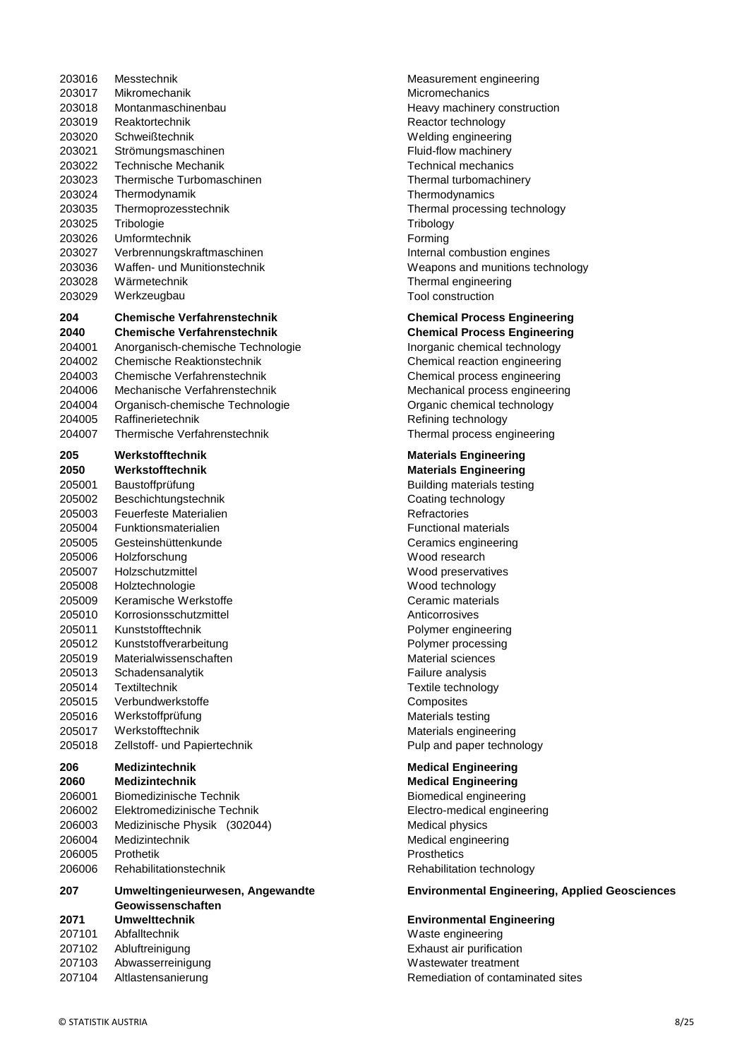| Code | Bezeichnung | Description |
|---|---|---|
| 203016 | Messtechnik | Measurement engineering |
| 203017 | Mikromechanik | Micromechanics |
| 203018 | Montanmaschinenbau | Heavy machinery construction |
| 203019 | Reaktortechnik | Reactor technology |
| 203020 | Schweißtechnik | Welding engineering |
| 203021 | Strömungsmaschinen | Fluid-flow machinery |
| 203022 | Technische Mechanik | Technical mechanics |
| 203023 | Thermische Turbomaschinen | Thermal turbomachinery |
| 203024 | Thermodynamik | Thermodynamics |
| 203035 | Thermoprozesstechnik | Thermal processing technology |
| 203025 | Tribologie | Tribology |
| 203026 | Umformtechnik | Forming |
| 203027 | Verbrennungskraftmaschinen | Internal combustion engines |
| 203036 | Waffen- und Munitionstechnik | Weapons and munitions technology |
| 203028 | Wärmetechnik | Thermal engineering |
| 203029 | Werkzeugbau | Tool construction |
| **204** | **Chemische Verfahrenstechnik** | **Chemical Process Engineering** |
| **2040** | **Chemische Verfahrenstechnik** | **Chemical Process Engineering** |
| 204001 | Anorganisch-chemische Technologie | Inorganic chemical technology |
| 204002 | Chemische Reaktionstechnik | Chemical reaction engineering |
| 204003 | Chemische Verfahrenstechnik | Chemical process engineering |
| 204006 | Mechanische Verfahrenstechnik | Mechanical process engineering |
| 204004 | Organisch-chemische Technologie | Organic chemical technology |
| 204005 | Raffinerietechnik | Refining technology |
| 204007 | Thermische Verfahrenstechnik | Thermal process engineering |
| **205** | **Werkstofftechnik** | **Materials Engineering** |
| **2050** | **Werkstofftechnik** | **Materials Engineering** |
| 205001 | Baustoffprüfung | Building materials testing |
| 205002 | Beschichtungstechnik | Coating technology |
| 205003 | Feuerfeste Materialien | Refractories |
| 205004 | Funktionsmaterialien | Functional materials |
| 205005 | Gesteinshüttenkunde | Ceramics engineering |
| 205006 | Holzforschung | Wood research |
| 205007 | Holzschutzmittel | Wood preservatives |
| 205008 | Holztechnologie | Wood technology |
| 205009 | Keramische Werkstoffe | Ceramic materials |
| 205010 | Korrosionsschutzmittel | Anticorrosives |
| 205011 | Kunststofftechnik | Polymer engineering |
| 205012 | Kunststoffverarbeitung | Polymer processing |
| 205019 | Materialwissenschaften | Material sciences |
| 205013 | Schadensanalytik | Failure analysis |
| 205014 | Textiltechnik | Textile technology |
| 205015 | Verbundwerkstoffe | Composites |
| 205016 | Werkstoffprüfung | Materials testing |
| 205017 | Werkstofftechnik | Materials engineering |
| 205018 | Zellstoff- und Papiertechnik | Pulp and paper technology |
| **206** | **Medizintechnik** | **Medical Engineering** |
| **2060** | **Medizintechnik** | **Medical Engineering** |
| 206001 | Biomedizinische Technik | Biomedical engineering |
| 206002 | Elektromedizinische Technik | Electro-medical engineering |
| 206003 | Medizinische Physik (302044) | Medical physics |
| 206004 | Medizintechnik | Medical engineering |
| 206005 | Prothetik | Prosthetics |
| 206006 | Rehabilitationstechnik | Rehabilitation technology |
| **207** | **Umweltingenieurwesen, Angewandte Geowissenschaften** | **Environmental Engineering, Applied Geosciences** |
| **2071** | **Umwelttechnik** | **Environmental Engineering** |
| 207101 | Abfalltechnik | Waste engineering |
| 207102 | Abluftreinigung | Exhaust air purification |
| 207103 | Abwasserreinigung | Wastewater treatment |
| 207104 | Altlastensanierung | Remediation of contaminated sites |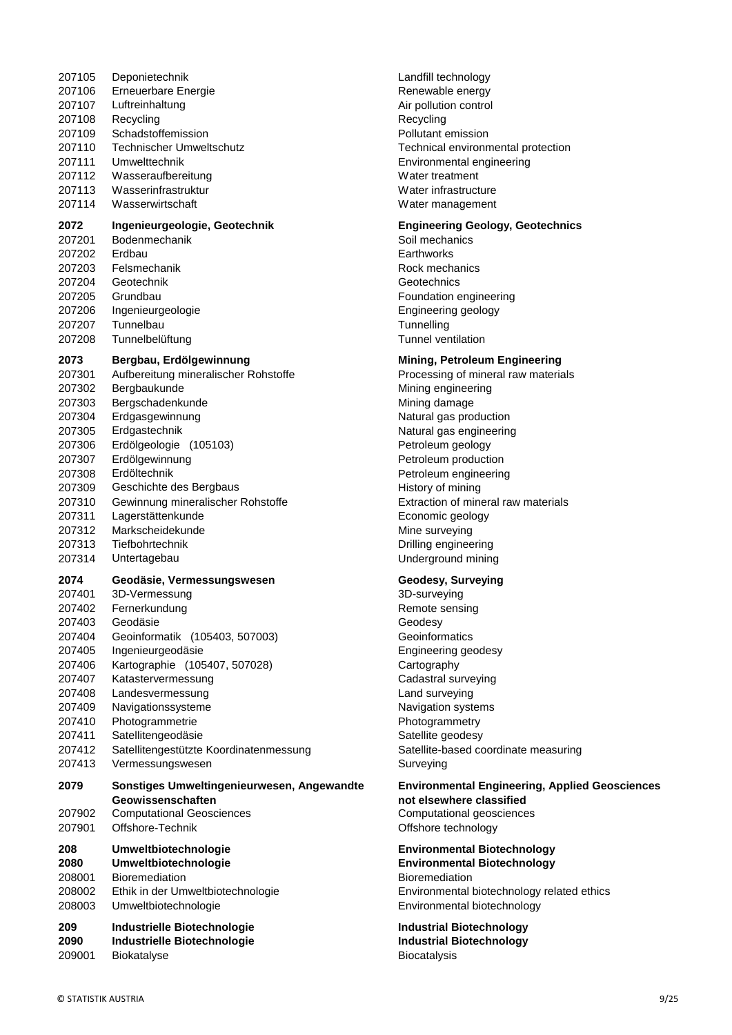| Code | Deutsch | English |
|---|---|---|
| 207105 | Deponietechnik | Landfill technology |
| 207106 | Erneuerbare Energie | Renewable energy |
| 207107 | Luftreinhaltung | Air pollution control |
| 207108 | Recycling | Recycling |
| 207109 | Schadstoffemission | Pollutant emission |
| 207110 | Technischer Umweltschutz | Technical environmental protection |
| 207111 | Umwelttechnik | Environmental engineering |
| 207112 | Wasseraufbereitung | Water treatment |
| 207113 | Wasserinfrastruktur | Water infrastructure |
| 207114 | Wasserwirtschaft | Water management |
| **2072** | **Ingenieurgeologie, Geotechnik** | **Engineering Geology, Geotechnics** |
| 207201 | Bodenmechanik | Soil mechanics |
| 207202 | Erdbau | Earthworks |
| 207203 | Felsmechanik | Rock mechanics |
| 207204 | Geotechnik | Geotechnics |
| 207205 | Grundbau | Foundation engineering |
| 207206 | Ingenieurgeologie | Engineering geology |
| 207207 | Tunnelbau | Tunnelling |
| 207208 | Tunnelbelüftung | Tunnel ventilation |
| **2073** | **Bergbau, Erdölgewinnung** | **Mining, Petroleum Engineering** |
| 207301 | Aufbereitung mineralischer Rohstoffe | Processing of mineral raw materials |
| 207302 | Bergbaukunde | Mining engineering |
| 207303 | Bergschadenkunde | Mining damage |
| 207304 | Erdgasgewinnung | Natural gas production |
| 207305 | Erdgastechnik | Natural gas engineering |
| 207306 | Erdölgeologie (105103) | Petroleum geology |
| 207307 | Erdölgewinnung | Petroleum production |
| 207308 | Erdöltechnik | Petroleum engineering |
| 207309 | Geschichte des Bergbaus | History of mining |
| 207310 | Gewinnung mineralischer Rohstoffe | Extraction of mineral raw materials |
| 207311 | Lagerstättenkunde | Economic geology |
| 207312 | Markscheidekunde | Mine surveying |
| 207313 | Tiefbohrtechnik | Drilling engineering |
| 207314 | Untertagebau | Underground mining |
| **2074** | **Geodäsie, Vermessungswesen** | **Geodesy, Surveying** |
| 207401 | 3D-Vermessung | 3D-surveying |
| 207402 | Fernerkundung | Remote sensing |
| 207403 | Geodäsie | Geodesy |
| 207404 | Geoinformatik (105403, 507003) | Geoinformatics |
| 207405 | Ingenieurgeodäsie | Engineering geodesy |
| 207406 | Kartographie (105407, 507028) | Cartography |
| 207407 | Katastervermessung | Cadastral surveying |
| 207408 | Landesvermessung | Land surveying |
| 207409 | Navigationssysteme | Navigation systems |
| 207410 | Photogrammetrie | Photogrammetry |
| 207411 | Satellitengeodäsie | Satellite geodesy |
| 207412 | Satellitengestützte Koordinatenmessung | Satellite-based coordinate measuring |
| 207413 | Vermessungswesen | Surveying |
| **2079** | **Sonstiges Umweltingenieurwesen, Angewandte Geowissenschaften** | **Environmental Engineering, Applied Geosciences not elsewhere classified** |
| 207902 | Computational Geosciences | Computational geosciences |
| 207901 | Offshore-Technik | Offshore technology |
| **208** | **Umweltbiotechnologie** | **Environmental Biotechnology** |
| **2080** | **Umweltbiotechnologie** | **Environmental Biotechnology** |
| 208001 | Bioremediation | Bioremediation |
| 208002 | Ethik in der Umweltbiotechnologie | Environmental biotechnology related ethics |
| 208003 | Umweltbiotechnologie | Environmental biotechnology |
| **209** | **Industrielle Biotechnologie** | **Industrial Biotechnology** |
| **2090** | **Industrielle Biotechnologie** | **Industrial Biotechnology** |
| 209001 | Biokatalyse | Biocatalysis |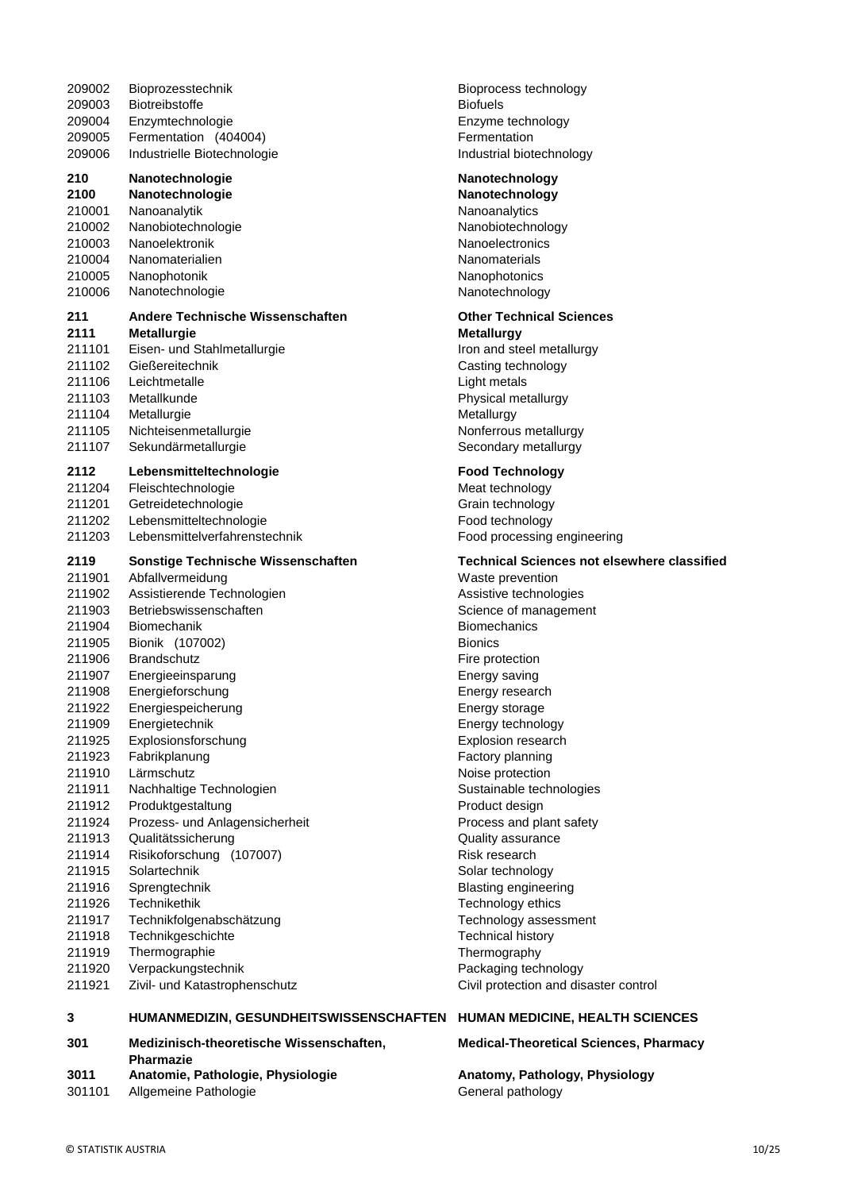| Code | Deutsch | English |
|---|---|---|
| 209002 | Bioprozesstechnik | Bioprocess technology |
| 209003 | Biotreibstoffe | Biofuels |
| 209004 | Enzymtechnologie | Enzyme technology |
| 209005 | Fermentation (404004) | Fermentation |
| 209006 | Industrielle Biotechnologie | Industrial biotechnology |
| **210** | **Nanotechnologie** | **Nanotechnology** |
| **2100** | **Nanotechnologie** | **Nanotechnology** |
| 210001 | Nanoanalytik | Nanoanalytics |
| 210002 | Nanobiotechnologie | Nanobiotechnology |
| 210003 | Nanoelektronik | Nanoelectronics |
| 210004 | Nanomaterialien | Nanomaterials |
| 210005 | Nanophotonik | Nanophotonics |
| 210006 | Nanotechnologie | Nanotechnology |
| **211** | **Andere Technische Wissenschaften** | **Other Technical Sciences** |
| **2111** | **Metallurgie** | **Metallurgy** |
| 211101 | Eisen- und Stahlmetallurgie | Iron and steel metallurgy |
| 211102 | Gießereitechnik | Casting technology |
| 211106 | Leichtmetalle | Light metals |
| 211103 | Metallkunde | Physical metallurgy |
| 211104 | Metallurgie | Metallurgy |
| 211105 | Nichteisenmetallurgie | Nonferrous metallurgy |
| 211107 | Sekundärmetallurgie | Secondary metallurgy |
| **2112** | **Lebensmitteltechnologie** | **Food Technology** |
| 211204 | Fleischtechnologie | Meat technology |
| 211201 | Getreidetechnologie | Grain technology |
| 211202 | Lebensmitteltechnologie | Food technology |
| 211203 | Lebensmittelverfahrenstechnik | Food processing engineering |
| **2119** | **Sonstige Technische Wissenschaften** | **Technical Sciences not elsewhere classified** |
| 211901 | Abfallvermeidung | Waste prevention |
| 211902 | Assistierende Technologien | Assistive technologies |
| 211903 | Betriebswissenschaften | Science of management |
| 211904 | Biomechanik | Biomechanics |
| 211905 | Bionik (107002) | Bionics |
| 211906 | Brandschutz | Fire protection |
| 211907 | Energieeinsparung | Energy saving |
| 211908 | Energieforschung | Energy research |
| 211922 | Energiespeicherung | Energy storage |
| 211909 | Energietechnik | Energy technology |
| 211925 | Explosionsforschung | Explosion research |
| 211923 | Fabrikplanung | Factory planning |
| 211910 | Lärmschutz | Noise protection |
| 211911 | Nachhaltige Technologien | Sustainable technologies |
| 211912 | Produktgestaltung | Product design |
| 211924 | Prozess- und Anlagensicherheit | Process and plant safety |
| 211913 | Qualitätssicherung | Quality assurance |
| 211914 | Risikoforschung (107007) | Risk research |
| 211915 | Solartechnik | Solar technology |
| 211916 | Sprengtechnik | Blasting engineering |
| 211926 | Technikethik | Technology ethics |
| 211917 | Technikfolgenabschätzung | Technology assessment |
| 211918 | Technikgeschichte | Technical history |
| 211919 | Thermographie | Thermography |
| 211920 | Verpackungstechnik | Packaging technology |
| 211921 | Zivil- und Katastrophenschutz | Civil protection and disaster control |
| **3** | **HUMANMEDIZIN, GESUNDHEITSWISSENSCHAFTEN** | **HUMAN MEDICINE, HEALTH SCIENCES** |
| **301** | **Medizinisch-theoretische Wissenschaften, Pharmazie** | **Medical-Theoretical Sciences, Pharmacy** |
| **3011** | **Anatomie, Pathologie, Physiologie** | **Anatomy, Pathology, Physiology** |
| 301101 | Allgemeine Pathologie | General pathology |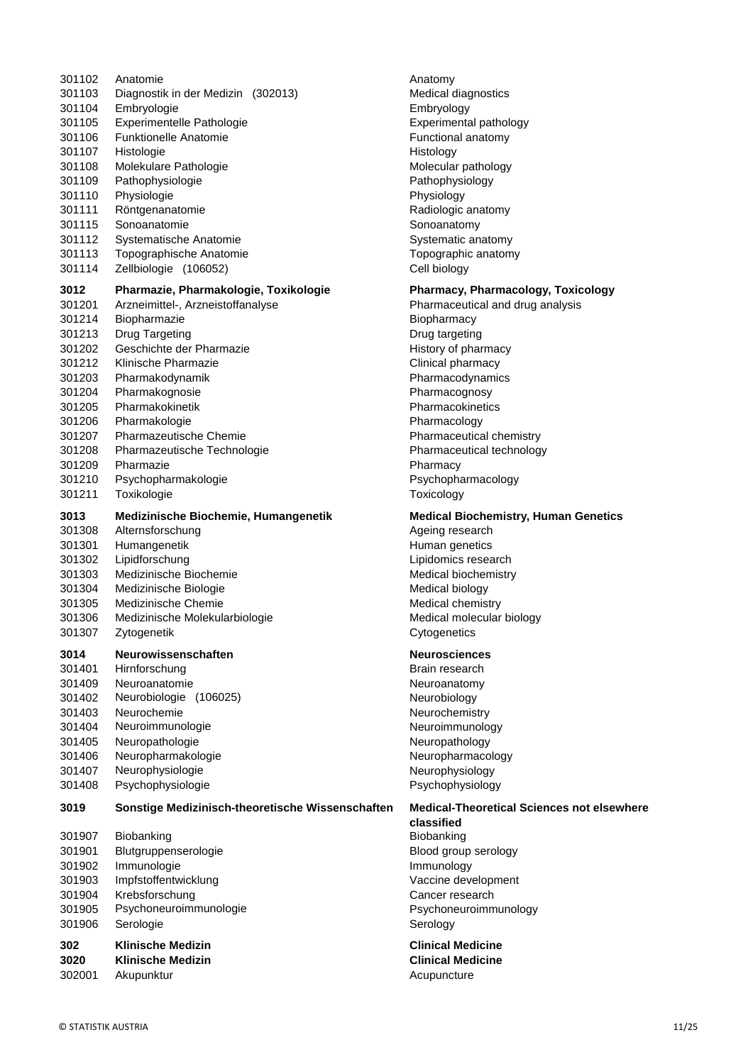| Code | Deutsch | English |
|---|---|---|
| 301102 | Anatomie | Anatomy |
| 301103 | Diagnostik in der Medizin (302013) | Medical diagnostics |
| 301104 | Embryologie | Embryology |
| 301105 | Experimentelle Pathologie | Experimental pathology |
| 301106 | Funktionelle Anatomie | Functional anatomy |
| 301107 | Histologie | Histology |
| 301108 | Molekulare Pathologie | Molecular pathology |
| 301109 | Pathophysiologie | Pathophysiology |
| 301110 | Physiologie | Physiology |
| 301111 | Röntgenanatomie | Radiologic anatomy |
| 301115 | Sonoanatomie | Sonoanatomy |
| 301112 | Systematische Anatomie | Systematic anatomy |
| 301113 | Topographische Anatomie | Topographic anatomy |
| 301114 | Zellbiologie (106052) | Cell biology |
| **3012** | **Pharmazie, Pharmakologie, Toxikologie** | **Pharmacy, Pharmacology, Toxicology** |
| 301201 | Arzneimittel-, Arzneistoffanalyse | Pharmaceutical and drug analysis |
| 301214 | Biopharmazie | Biopharmacy |
| 301213 | Drug Targeting | Drug targeting |
| 301202 | Geschichte der Pharmazie | History of pharmacy |
| 301212 | Klinische Pharmazie | Clinical pharmacy |
| 301203 | Pharmakodynamik | Pharmacodynamics |
| 301204 | Pharmakognosie | Pharmacognosy |
| 301205 | Pharmakokinetik | Pharmacokinetics |
| 301206 | Pharmakologie | Pharmacology |
| 301207 | Pharmazeutische Chemie | Pharmaceutical chemistry |
| 301208 | Pharmazeutische Technologie | Pharmaceutical technology |
| 301209 | Pharmazie | Pharmacy |
| 301210 | Psychopharmakologie | Psychopharmacology |
| 301211 | Toxikologie | Toxicology |
| **3013** | **Medizinische Biochemie, Humangenetik** | **Medical Biochemistry, Human Genetics** |
| 301308 | Alternsforschung | Ageing research |
| 301301 | Humangenetik | Human genetics |
| 301302 | Lipidforschung | Lipidomics research |
| 301303 | Medizinische Biochemie | Medical biochemistry |
| 301304 | Medizinische Biologie | Medical biology |
| 301305 | Medizinische Chemie | Medical chemistry |
| 301306 | Medizinische Molekularbiologie | Medical molecular biology |
| 301307 | Zytogenetik | Cytogenetics |
| **3014** | **Neurowissenschaften** | **Neurosciences** |
| 301401 | Hirnforschung | Brain research |
| 301409 | Neuroanatomie | Neuroanatomy |
| 301402 | Neurobiologie (106025) | Neurobiology |
| 301403 | Neurochemie | Neurochemistry |
| 301404 | Neuroimmunologie | Neuroimmunology |
| 301405 | Neuropathologie | Neuropathology |
| 301406 | Neuropharmakologie | Neuropharmacology |
| 301407 | Neurophysiologie | Neurophysiology |
| 301408 | Psychophysiologie | Psychophysiology |
| **3019** | **Sonstige Medizinisch-theoretische Wissenschaften** | **Medical-Theoretical Sciences not elsewhere classified** |
| 301907 | Biobanking | Biobanking |
| 301901 | Blutgruppenserologie | Blood group serology |
| 301902 | Immunologie | Immunology |
| 301903 | Impfstoffentwicklung | Vaccine development |
| 301904 | Krebsforschung | Cancer research |
| 301905 | Psychoneuroimmunologie | Psychoneuroimmunology |
| 301906 | Serologie | Serology |
| **302** | **Klinische Medizin** | **Clinical Medicine** |
| **3020** | **Klinische Medizin** | **Clinical Medicine** |
| 302001 | Akupunktur | Acupuncture |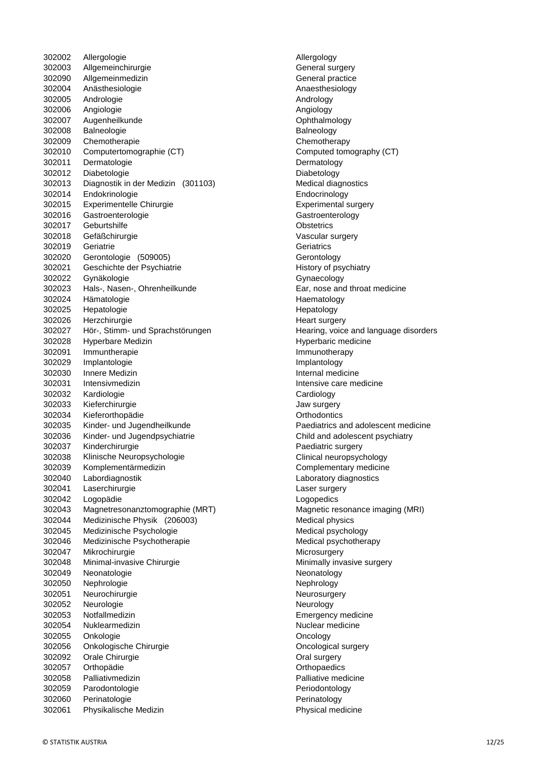| | | |
|---|---|---|
| 302002 | Allergologie | Allergology |
| 302003 | Allgemeinchirurgie | General surgery |
| 302090 | Allgemeinmedizin | General practice |
| 302004 | Anästhesiologie | Anaesthesiology |
| 302005 | Andrologie | Andrology |
| 302006 | Angiologie | Angiology |
| 302007 | Augenheilkunde | Ophthalmology |
| 302008 | Balneologie | Balneology |
| 302009 | Chemotherapie | Chemotherapy |
| 302010 | Computertomographie (CT) | Computed tomography (CT) |
| 302011 | Dermatologie | Dermatology |
| 302012 | Diabetologie | Diabetology |
| 302013 | Diagnostik in der Medizin (301103) | Medical diagnostics |
| 302014 | Endokrinologie | Endocrinology |
| 302015 | Experimentelle Chirurgie | Experimental surgery |
| 302016 | Gastroenterologie | Gastroenterology |
| 302017 | Geburtshilfe | Obstetrics |
| 302018 | Gefäßchirurgie | Vascular surgery |
| 302019 | Geriatrie | Geriatrics |
| 302020 | Gerontologie (509005) | Gerontology |
| 302021 | Geschichte der Psychiatrie | History of psychiatry |
| 302022 | Gynäkologie | Gynaecology |
| 302023 | Hals-, Nasen-, Ohrenheilkunde | Ear, nose and throat medicine |
| 302024 | Hämatologie | Haematology |
| 302025 | Hepatologie | Hepatology |
| 302026 | Herzchirurgie | Heart surgery |
| 302027 | Hör-, Stimm- und Sprachstörungen | Hearing, voice and language disorders |
| 302028 | Hyperbare Medizin | Hyperbaric medicine |
| 302091 | Immuntherapie | Immunotherapy |
| 302029 | Implantologie | Implantology |
| 302030 | Innere Medizin | Internal medicine |
| 302031 | Intensivmedizin | Intensive care medicine |
| 302032 | Kardiologie | Cardiology |
| 302033 | Kieferchirurgie | Jaw surgery |
| 302034 | Kieferorthopädie | Orthodontics |
| 302035 | Kinder- und Jugendheilkunde | Paediatrics and adolescent medicine |
| 302036 | Kinder- und Jugendpsychiatrie | Child and adolescent psychiatry |
| 302037 | Kinderchirurgie | Paediatric surgery |
| 302038 | Klinische Neuropsychologie | Clinical neuropsychology |
| 302039 | Komplementärmedizin | Complementary medicine |
| 302040 | Labordiagnostik | Laboratory diagnostics |
| 302041 | Laserchirurgie | Laser surgery |
| 302042 | Logopädie | Logopedics |
| 302043 | Magnetresonanztomographie (MRT) | Magnetic resonance imaging (MRI) |
| 302044 | Medizinische Physik (206003) | Medical physics |
| 302045 | Medizinische Psychologie | Medical psychology |
| 302046 | Medizinische Psychotherapie | Medical psychotherapy |
| 302047 | Mikrochirurgie | Microsurgery |
| 302048 | Minimal-invasive Chirurgie | Minimally invasive surgery |
| 302049 | Neonatologie | Neonatology |
| 302050 | Nephrologie | Nephrology |
| 302051 | Neurochirurgie | Neurosurgery |
| 302052 | Neurologie | Neurology |
| 302053 | Notfallmedizin | Emergency medicine |
| 302054 | Nuklearmedizin | Nuclear medicine |
| 302055 | Onkologie | Oncology |
| 302056 | Onkologische Chirurgie | Oncological surgery |
| 302092 | Orale Chirurgie | Oral surgery |
| 302057 | Orthopädie | Orthopaedics |
| 302058 | Palliativmedizin | Palliative medicine |
| 302059 | Parodontologie | Periodontology |
| 302060 | Perinatologie | Perinatology |
| 302061 | Physikalische Medizin | Physical medicine |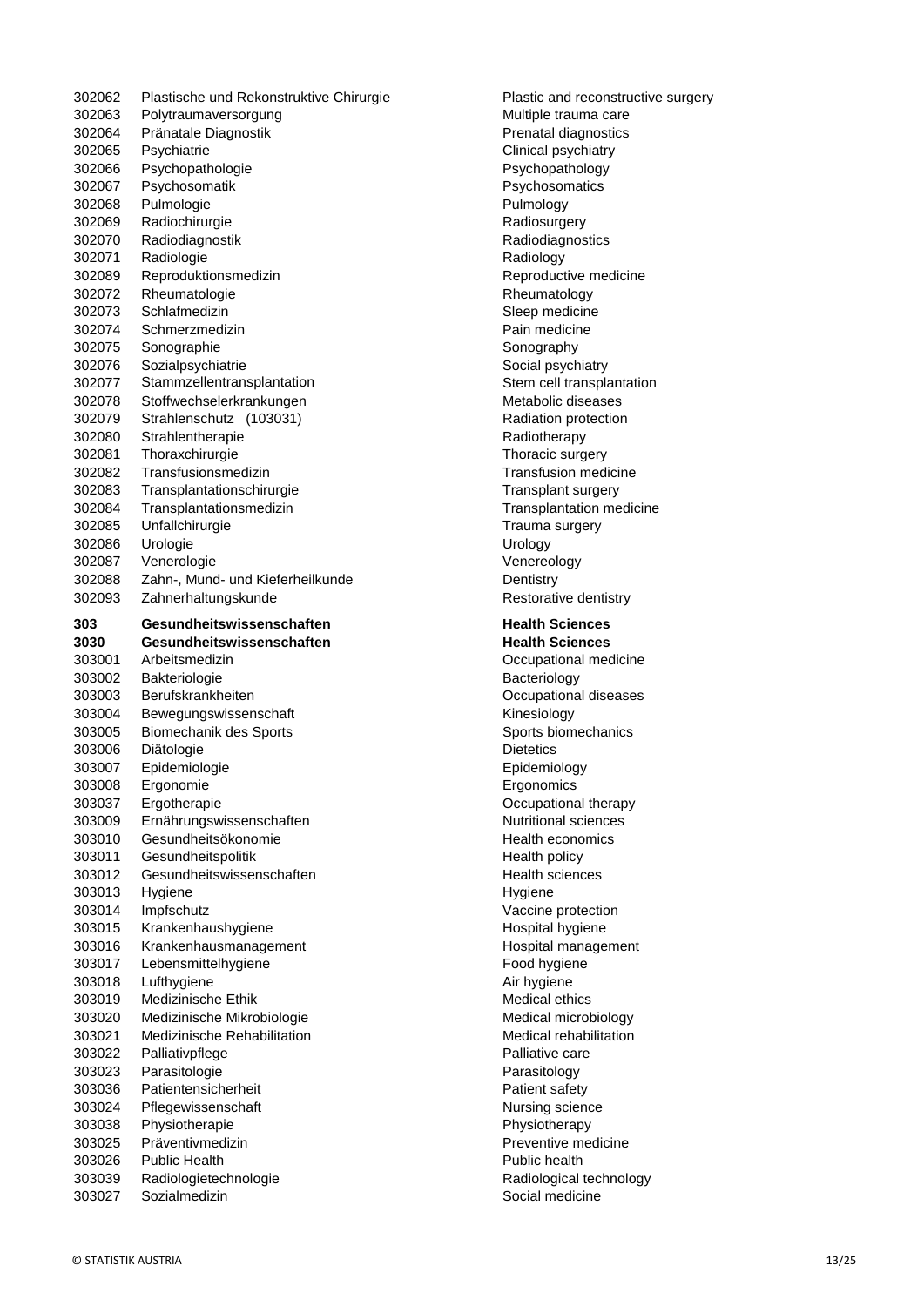| | | |
|---|---|---|
| 302062 | Plastische und Rekonstruktive Chirurgie | Plastic and reconstructive surgery |
| 302063 | Polytraumaversorgung | Multiple trauma care |
| 302064 | Pränatale Diagnostik | Prenatal diagnostics |
| 302065 | Psychiatrie | Clinical psychiatry |
| 302066 | Psychopathologie | Psychopathology |
| 302067 | Psychosomatik | Psychosomatics |
| 302068 | Pulmologie | Pulmology |
| 302069 | Radiochirurgie | Radiosurgery |
| 302070 | Radiodiagnostik | Radiodiagnostics |
| 302071 | Radiologie | Radiology |
| 302089 | Reproduktionsmedizin | Reproductive medicine |
| 302072 | Rheumatologie | Rheumatology |
| 302073 | Schlafmedizin | Sleep medicine |
| 302074 | Schmerzmedizin | Pain medicine |
| 302075 | Sonographie | Sonography |
| 302076 | Sozialpsychiatrie | Social psychiatry |
| 302077 | Stammzellentransplantation | Stem cell transplantation |
| 302078 | Stoffwechselerkrankungen | Metabolic diseases |
| 302079 | Strahlenschutz (103031) | Radiation protection |
| 302080 | Strahlentherapie | Radiotherapy |
| 302081 | Thoraxchirurgie | Thoracic surgery |
| 302082 | Transfusionsmedizin | Transfusion medicine |
| 302083 | Transplantationschirurgie | Transplant surgery |
| 302084 | Transplantationsmedizin | Transplantation medicine |
| 302085 | Unfallchirurgie | Trauma surgery |
| 302086 | Urologie | Urology |
| 302087 | Venerologie | Venereology |
| 302088 | Zahn-, Mund- und Kieferheilkunde | Dentistry |
| 302093 | Zahnerhaltungskunde | Restorative dentistry |
| **303** | **Gesundheitswissenschaften** | **Health Sciences** |
| **3030** | **Gesundheitswissenschaften** | **Health Sciences** |
| 303001 | Arbeitsmedizin | Occupational medicine |
| 303002 | Bakteriologie | Bacteriology |
| 303003 | Berufskrankheiten | Occupational diseases |
| 303004 | Bewegungswissenschaft | Kinesiology |
| 303005 | Biomechanik des Sports | Sports biomechanics |
| 303006 | Diätologie | Dietetics |
| 303007 | Epidemiologie | Epidemiology |
| 303008 | Ergonomie | Ergonomics |
| 303037 | Ergotherapie | Occupational therapy |
| 303009 | Ernährungswissenschaften | Nutritional sciences |
| 303010 | Gesundheitsökonomie | Health economics |
| 303011 | Gesundheitspolitik | Health policy |
| 303012 | Gesundheitswissenschaften | Health sciences |
| 303013 | Hygiene | Hygiene |
| 303014 | Impfschutz | Vaccine protection |
| 303015 | Krankenhaushygiene | Hospital hygiene |
| 303016 | Krankenhausmanagement | Hospital management |
| 303017 | Lebensmittelhygiene | Food hygiene |
| 303018 | Lufthygiene | Air hygiene |
| 303019 | Medizinische Ethik | Medical ethics |
| 303020 | Medizinische Mikrobiologie | Medical microbiology |
| 303021 | Medizinische Rehabilitation | Medical rehabilitation |
| 303022 | Palliativpflege | Palliative care |
| 303023 | Parasitologie | Parasitology |
| 303036 | Patientensicherheit | Patient safety |
| 303024 | Pflegewissenschaft | Nursing science |
| 303038 | Physiotherapie | Physiotherapy |
| 303025 | Präventivmedizin | Preventive medicine |
| 303026 | Public Health | Public health |
| 303039 | Radiologietechnologie | Radiological technology |
| 303027 | Sozialmedizin | Social medicine |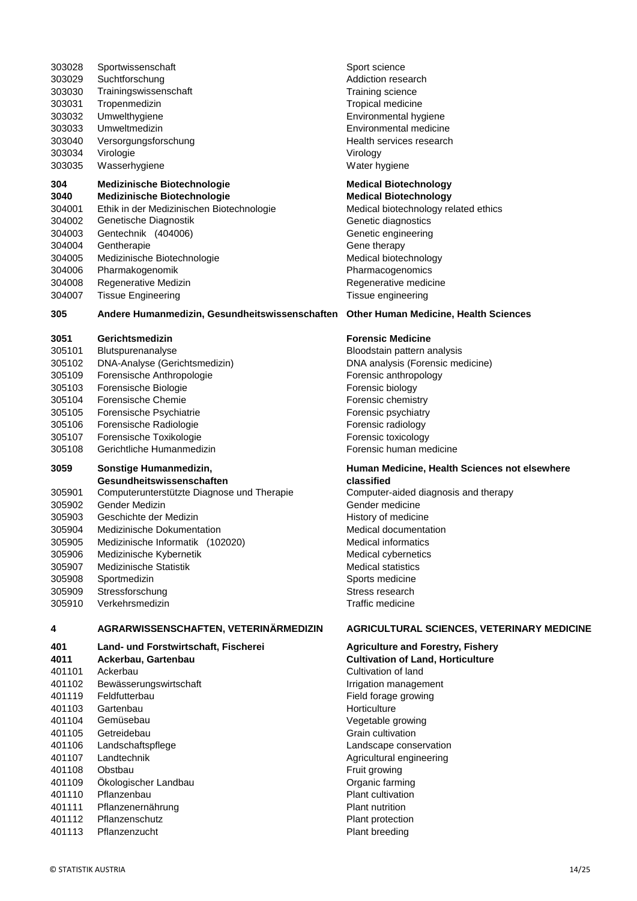| Code | Deutsch | English |
|---|---|---|
| 303028 | Sportwissenschaft | Sport science |
| 303029 | Suchtforschung | Addiction research |
| 303030 | Trainingswissenschaft | Training science |
| 303031 | Tropenmedizin | Tropical medicine |
| 303032 | Umwelthygiene | Environmental hygiene |
| 303033 | Umweltmedizin | Environmental medicine |
| 303040 | Versorgungsforschung | Health services research |
| 303034 | Virologie | Virology |
| 303035 | Wasserhygiene | Water hygiene |
| **304** | **Medizinische Biotechnologie** | **Medical Biotechnology** |
| **3040** | **Medizinische Biotechnologie** | **Medical Biotechnology** |
| 304001 | Ethik in der Medizinischen Biotechnologie | Medical biotechnology related ethics |
| 304002 | Genetische Diagnostik | Genetic diagnostics |
| 304003 | Gentechnik (404006) | Genetic engineering |
| 304004 | Gentherapie | Gene therapy |
| 304005 | Medizinische Biotechnologie | Medical biotechnology |
| 304006 | Pharmakogenomik | Pharmacogenomics |
| 304008 | Regenerative Medizin | Regenerative medicine |
| 304007 | Tissue Engineering | Tissue engineering |
| **305** | **Andere Humanmedizin, Gesundheitswissenschaften** | **Other Human Medicine, Health Sciences** |
| **3051** | **Gerichtsmedizin** | **Forensic Medicine** |
| 305101 | Blutspurenanalyse | Bloodstain pattern analysis |
| 305102 | DNA-Analyse (Gerichtsmedizin) | DNA analysis (Forensic medicine) |
| 305109 | Forensische Anthropologie | Forensic anthropology |
| 305103 | Forensische Biologie | Forensic biology |
| 305104 | Forensische Chemie | Forensic chemistry |
| 305105 | Forensische Psychiatrie | Forensic psychiatry |
| 305106 | Forensische Radiologie | Forensic radiology |
| 305107 | Forensische Toxikologie | Forensic toxicology |
| 305108 | Gerichtliche Humanmedizin | Forensic human medicine |
| **3059** | **Sonstige Humanmedizin, Gesundheitswissenschaften** | **Human Medicine, Health Sciences not elsewhere classified** |
| 305901 | Computerunterstützte Diagnose und Therapie | Computer-aided diagnosis and therapy |
| 305902 | Gender Medizin | Gender medicine |
| 305903 | Geschichte der Medizin | History of medicine |
| 305904 | Medizinische Dokumentation | Medical documentation |
| 305905 | Medizinische Informatik (102020) | Medical informatics |
| 305906 | Medizinische Kybernetik | Medical cybernetics |
| 305907 | Medizinische Statistik | Medical statistics |
| 305908 | Sportmedizin | Sports medicine |
| 305909 | Stressforschung | Stress research |
| 305910 | Verkehrsmedizin | Traffic medicine |
| **4** | **AGRARWISSENSCHAFTEN, VETERINÄRMEDIZIN** | **AGRICULTURAL SCIENCES, VETERINARY MEDICINE** |
| **401** | **Land- und Forstwirtschaft, Fischerei** | **Agriculture and Forestry, Fishery** |
| **4011** | **Ackerbau, Gartenbau** | **Cultivation of Land, Horticulture** |
| 401101 | Ackerbau | Cultivation of land |
| 401102 | Bewässerungswirtschaft | Irrigation management |
| 401119 | Feldfutterbau | Field forage growing |
| 401103 | Gartenbau | Horticulture |
| 401104 | Gemüsebau | Vegetable growing |
| 401105 | Getreidebau | Grain cultivation |
| 401106 | Landschaftspflege | Landscape conservation |
| 401107 | Landtechnik | Agricultural engineering |
| 401108 | Obstbau | Fruit growing |
| 401109 | Ökologischer Landbau | Organic farming |
| 401110 | Pflanzenbau | Plant cultivation |
| 401111 | Pflanzenernährung | Plant nutrition |
| 401112 | Pflanzenschutz | Plant protection |
| 401113 | Pflanzenzucht | Plant breeding |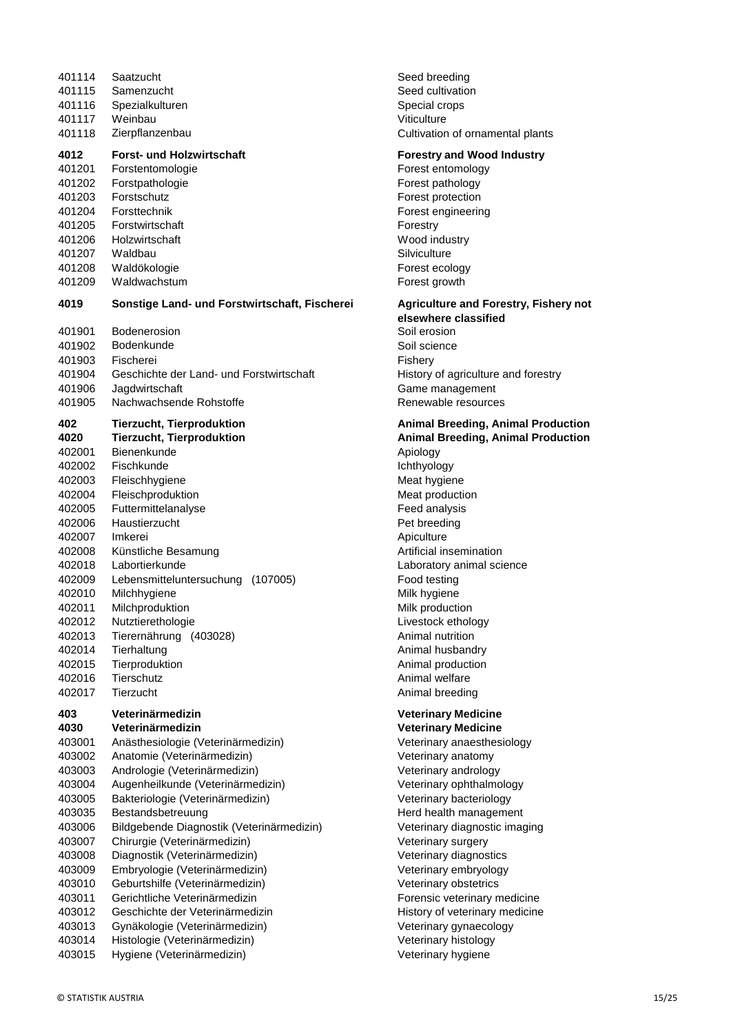| Code | Bezeichnung | Designation |
|---|---|---|
| 401114 | Saatzucht | Seed breeding |
| 401115 | Samenzucht | Seed cultivation |
| 401116 | Spezialkulturen | Special crops |
| 401117 | Weinbau | Viticulture |
| 401118 | Zierpflanzenbau | Cultivation of ornamental plants |
| **4012** | **Forst- und Holzwirtschaft** | **Forestry and Wood Industry** |
| 401201 | Forstentomologie | Forest entomology |
| 401202 | Forstpathologie | Forest pathology |
| 401203 | Forstschutz | Forest protection |
| 401204 | Forsttechnik | Forest engineering |
| 401205 | Forstwirtschaft | Forestry |
| 401206 | Holzwirtschaft | Wood industry |
| 401207 | Waldbau | Silviculture |
| 401208 | Waldökologie | Forest ecology |
| 401209 | Waldwachstum | Forest growth |
| **4019** | **Sonstige Land- und Forstwirtschaft, Fischerei** | **Agriculture and Forestry, Fishery not elsewhere classified** |
| 401901 | Bodenerosion | Soil erosion |
| 401902 | Bodenkunde | Soil science |
| 401903 | Fischerei | Fishery |
| 401904 | Geschichte der Land- und Forstwirtschaft | History of agriculture and forestry |
| 401906 | Jagdwirtschaft | Game management |
| 401905 | Nachwachsende Rohstoffe | Renewable resources |
| **402** | **Tierzucht, Tierproduktion** | **Animal Breeding, Animal Production** |
| **4020** | **Tierzucht, Tierproduktion** | **Animal Breeding, Animal Production** |
| 402001 | Bienenkunde | Apiology |
| 402002 | Fischkunde | Ichthyology |
| 402003 | Fleischhygiene | Meat hygiene |
| 402004 | Fleischproduktion | Meat production |
| 402005 | Futtermittelanalyse | Feed analysis |
| 402006 | Haustierzucht | Pet breeding |
| 402007 | Imkerei | Apiculture |
| 402008 | Künstliche Besamung | Artificial insemination |
| 402018 | Labortierkunde | Laboratory animal science |
| 402009 | Lebensmitteluntersuchung (107005) | Food testing |
| 402010 | Milchhygiene | Milk hygiene |
| 402011 | Milchproduktion | Milk production |
| 402012 | Nutztierethologie | Livestock ethology |
| 402013 | Tierernährung (403028) | Animal nutrition |
| 402014 | Tierhaltung | Animal husbandry |
| 402015 | Tierproduktion | Animal production |
| 402016 | Tierschutz | Animal welfare |
| 402017 | Tierzucht | Animal breeding |
| **403** | **Veterinärmedizin** | **Veterinary Medicine** |
| **4030** | **Veterinärmedizin** | **Veterinary Medicine** |
| 403001 | Anästhesiologie (Veterinärmedizin) | Veterinary anaesthesiology |
| 403002 | Anatomie (Veterinärmedizin) | Veterinary anatomy |
| 403003 | Andrologie (Veterinärmedizin) | Veterinary andrology |
| 403004 | Augenheilkunde (Veterinärmedizin) | Veterinary ophthalmology |
| 403005 | Bakteriologie (Veterinärmedizin) | Veterinary bacteriology |
| 403035 | Bestandsbetreuung | Herd health management |
| 403006 | Bildgebende Diagnostik (Veterinärmedizin) | Veterinary diagnostic imaging |
| 403007 | Chirurgie (Veterinärmedizin) | Veterinary surgery |
| 403008 | Diagnostik (Veterinärmedizin) | Veterinary diagnostics |
| 403009 | Embryologie (Veterinärmedizin) | Veterinary embryology |
| 403010 | Geburtshilfe (Veterinärmedizin) | Veterinary obstetrics |
| 403011 | Gerichtliche Veterinärmedizin | Forensic veterinary medicine |
| 403012 | Geschichte der Veterinärmedizin | History of veterinary medicine |
| 403013 | Gynäkologie (Veterinärmedizin) | Veterinary gynaecology |
| 403014 | Histologie (Veterinärmedizin) | Veterinary histology |
| 403015 | Hygiene (Veterinärmedizin) | Veterinary hygiene |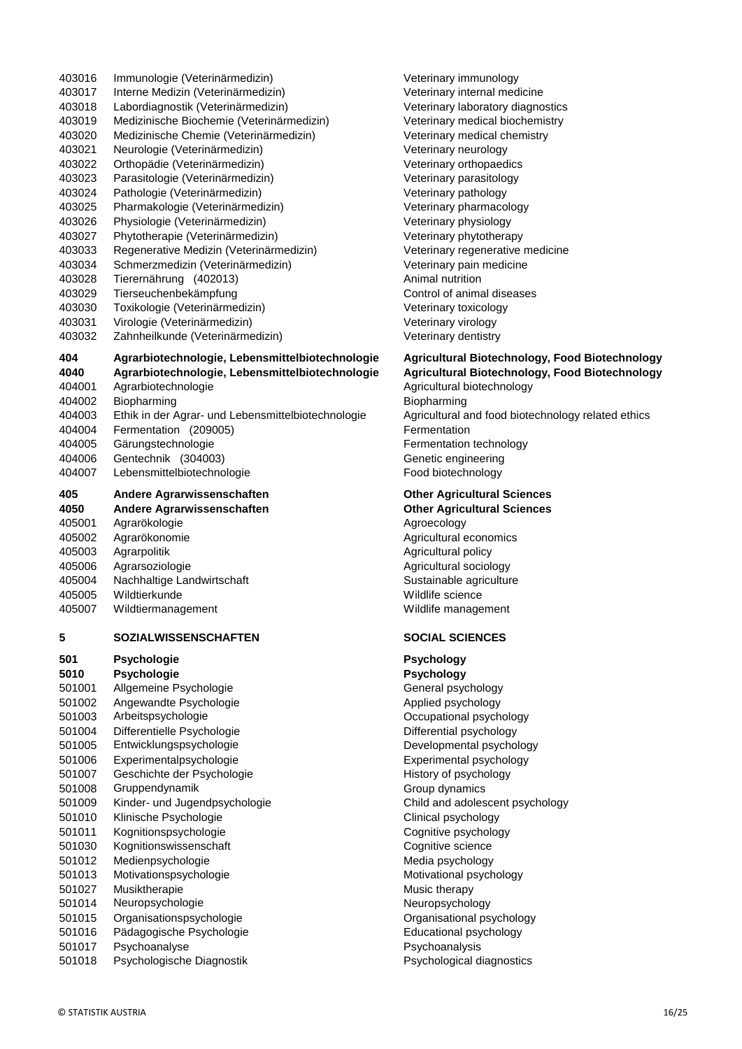| Code | Deutsch | English |
|---|---|---|
| 403016 | Immunologie (Veterinärmedizin) | Veterinary immunology |
| 403017 | Interne Medizin (Veterinärmedizin) | Veterinary internal medicine |
| 403018 | Labordiagnostik (Veterinärmedizin) | Veterinary laboratory diagnostics |
| 403019 | Medizinische Biochemie (Veterinärmedizin) | Veterinary medical biochemistry |
| 403020 | Medizinische Chemie (Veterinärmedizin) | Veterinary medical chemistry |
| 403021 | Neurologie (Veterinärmedizin) | Veterinary neurology |
| 403022 | Orthopädie (Veterinärmedizin) | Veterinary orthopaedics |
| 403023 | Parasitologie (Veterinärmedizin) | Veterinary parasitology |
| 403024 | Pathologie (Veterinärmedizin) | Veterinary pathology |
| 403025 | Pharmakologie (Veterinärmedizin) | Veterinary pharmacology |
| 403026 | Physiologie (Veterinärmedizin) | Veterinary physiology |
| 403027 | Phytotherapie (Veterinärmedizin) | Veterinary phytotherapy |
| 403033 | Regenerative Medizin (Veterinärmedizin) | Veterinary regenerative medicine |
| 403034 | Schmerzmedizin (Veterinärmedizin) | Veterinary pain medicine |
| 403028 | Tierernährung (402013) | Animal nutrition |
| 403029 | Tierseuchenbekämpfung | Control of animal diseases |
| 403030 | Toxikologie (Veterinärmedizin) | Veterinary toxicology |
| 403031 | Virologie (Veterinärmedizin) | Veterinary virology |
| 403032 | Zahnheilkunde (Veterinärmedizin) | Veterinary dentistry |
| **404** | **Agrarbiotechnologie, Lebensmittelbiotechnologie** | **Agricultural Biotechnology, Food Biotechnology** |
| **4040** | **Agrarbiotechnologie, Lebensmittelbiotechnologie** | **Agricultural Biotechnology, Food Biotechnology** |
| 404001 | Agrarbiotechnologie | Agricultural biotechnology |
| 404002 | Biopharming | Biopharming |
| 404003 | Ethik in der Agrar- und Lebensmittelbiotechnologie | Agricultural and food biotechnology related ethics |
| 404004 | Fermentation (209005) | Fermentation |
| 404005 | Gärungstechnologie | Fermentation technology |
| 404006 | Gentechnik (304003) | Genetic engineering |
| 404007 | Lebensmittelbiotechnologie | Food biotechnology |
| **405** | **Andere Agrarwissenschaften** | **Other Agricultural Sciences** |
| **4050** | **Andere Agrarwissenschaften** | **Other Agricultural Sciences** |
| 405001 | Agrarökologie | Agroecology |
| 405002 | Agrarökonomie | Agricultural economics |
| 405003 | Agrarpolitik | Agricultural policy |
| 405006 | Agrarsoziologie | Agricultural sociology |
| 405004 | Nachhaltige Landwirtschaft | Sustainable agriculture |
| 405005 | Wildtierkunde | Wildlife science |
| 405007 | Wildtiermanagement | Wildlife management |
| **5** | **SOZIALWISSENSCHAFTEN** | **SOCIAL SCIENCES** |
| **501** | **Psychologie** | **Psychology** |
| **5010** | **Psychologie** | **Psychology** |
| 501001 | Allgemeine Psychologie | General psychology |
| 501002 | Angewandte Psychologie | Applied psychology |
| 501003 | Arbeitspsychologie | Occupational psychology |
| 501004 | Differentielle Psychologie | Differential psychology |
| 501005 | Entwicklungspsychologie | Developmental psychology |
| 501006 | Experimentalpsychologie | Experimental psychology |
| 501007 | Geschichte der Psychologie | History of psychology |
| 501008 | Gruppendynamik | Group dynamics |
| 501009 | Kinder- und Jugendpsychologie | Child and adolescent psychology |
| 501010 | Klinische Psychologie | Clinical psychology |
| 501011 | Kognitionspsychologie | Cognitive psychology |
| 501030 | Kognitionswissenschaft | Cognitive science |
| 501012 | Medienpsychologie | Media psychology |
| 501013 | Motivationspsychologie | Motivational psychology |
| 501027 | Musiktherapie | Music therapy |
| 501014 | Neuropsychologie | Neuropsychology |
| 501015 | Organisationspsychologie | Organisational psychology |
| 501016 | Pädagogische Psychologie | Educational psychology |
| 501017 | Psychoanalyse | Psychoanalysis |
| 501018 | Psychologische Diagnostik | Psychological diagnostics |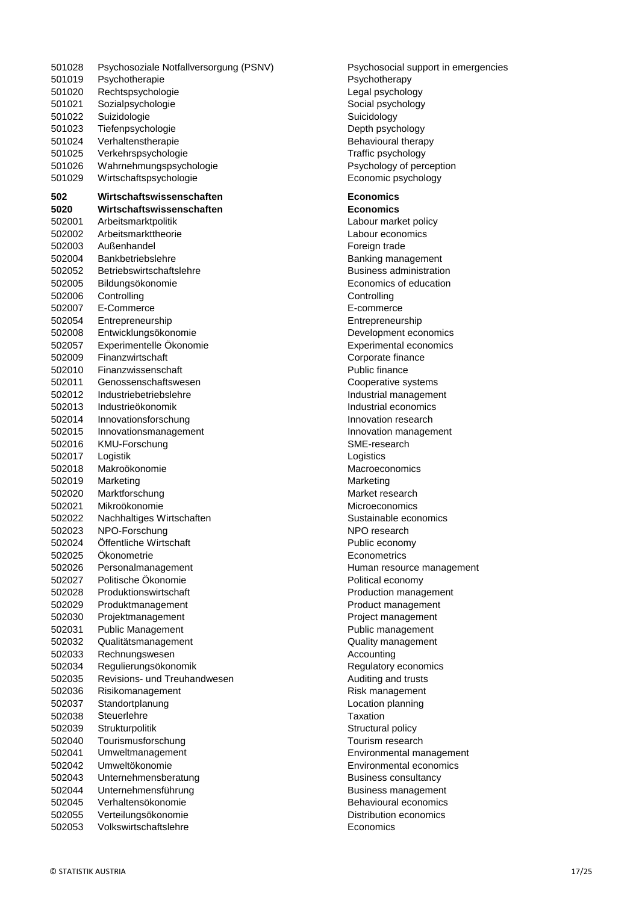| | | |
|---|---|---|
| 501028 | Psychosoziale Notfallversorgung (PSNV) | Psychosocial support in emergencies |
| 501019 | Psychotherapie | Psychotherapy |
| 501020 | Rechtspsychologie | Legal psychology |
| 501021 | Sozialpsychologie | Social psychology |
| 501022 | Suizidologie | Suicidology |
| 501023 | Tiefenpsychologie | Depth psychology |
| 501024 | Verhaltenstherapie | Behavioural therapy |
| 501025 | Verkehrspsychologie | Traffic psychology |
| 501026 | Wahrnehmungspsychologie | Psychology of perception |
| 501029 | Wirtschaftspsychologie | Economic psychology |
| **502** | **Wirtschaftswissenschaften** | **Economics** |
| **5020** | **Wirtschaftswissenschaften** | **Economics** |
| 502001 | Arbeitsmarktpolitik | Labour market policy |
| 502002 | Arbeitsmarkttheorie | Labour economics |
| 502003 | Außenhandel | Foreign trade |
| 502004 | Bankbetriebslehre | Banking management |
| 502052 | Betriebswirtschaftslehre | Business administration |
| 502005 | Bildungsökonomie | Economics of education |
| 502006 | Controlling | Controlling |
| 502007 | E-Commerce | E-commerce |
| 502054 | Entrepreneurship | Entrepreneurship |
| 502008 | Entwicklungsökonomie | Development economics |
| 502057 | Experimentelle Ökonomie | Experimental economics |
| 502009 | Finanzwirtschaft | Corporate finance |
| 502010 | Finanzwissenschaft | Public finance |
| 502011 | Genossenschaftswesen | Cooperative systems |
| 502012 | Industriebetriebslehre | Industrial management |
| 502013 | Industrieökonomik | Industrial economics |
| 502014 | Innovationsforschung | Innovation research |
| 502015 | Innovationsmanagement | Innovation management |
| 502016 | KMU-Forschung | SME-research |
| 502017 | Logistik | Logistics |
| 502018 | Makroökonomie | Macroeconomics |
| 502019 | Marketing | Marketing |
| 502020 | Marktforschung | Market research |
| 502021 | Mikroökonomie | Microeconomics |
| 502022 | Nachhaltiges Wirtschaften | Sustainable economics |
| 502023 | NPO-Forschung | NPO research |
| 502024 | Öffentliche Wirtschaft | Public economy |
| 502025 | Ökonometrie | Econometrics |
| 502026 | Personalmanagement | Human resource management |
| 502027 | Politische Ökonomie | Political economy |
| 502028 | Produktionswirtschaft | Production management |
| 502029 | Produktmanagement | Product management |
| 502030 | Projektmanagement | Project management |
| 502031 | Public Management | Public management |
| 502032 | Qualitätsmanagement | Quality management |
| 502033 | Rechnungswesen | Accounting |
| 502034 | Regulierungsökonomik | Regulatory economics |
| 502035 | Revisions- und Treuhandwesen | Auditing and trusts |
| 502036 | Risikomanagement | Risk management |
| 502037 | Standortplanung | Location planning |
| 502038 | Steuerlehre | Taxation |
| 502039 | Strukturpolitik | Structural policy |
| 502040 | Tourismusforschung | Tourism research |
| 502041 | Umweltmanagement | Environmental management |
| 502042 | Umweltökonomie | Environmental economics |
| 502043 | Unternehmensberatung | Business consultancy |
| 502044 | Unternehmensführung | Business management |
| 502045 | Verhaltensökonomie | Behavioural economics |
| 502055 | Verteilungsökonomie | Distribution economics |
| 502053 | Volkswirtschaftslehre | Economics |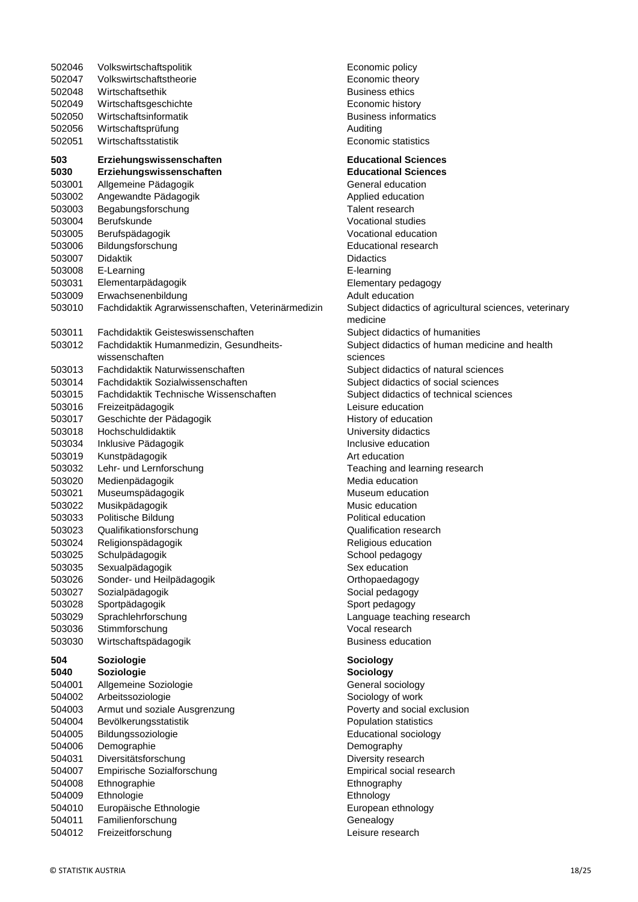| Code | Bezeichnung | Designation |
|---|---|---|
| 502046 | Volkswirtschaftspolitik | Economic policy |
| 502047 | Volkswirtschaftstheorie | Economic theory |
| 502048 | Wirtschaftsethik | Business ethics |
| 502049 | Wirtschaftsgeschichte | Economic history |
| 502050 | Wirtschaftsinformatik | Business informatics |
| 502056 | Wirtschaftsprüfung | Auditing |
| 502051 | Wirtschaftsstatistik | Economic statistics |
| **503** | **Erziehungswissenschaften** | **Educational Sciences** |
| **5030** | **Erziehungswissenschaften** | **Educational Sciences** |
| 503001 | Allgemeine Pädagogik | General education |
| 503002 | Angewandte Pädagogik | Applied education |
| 503003 | Begabungsforschung | Talent research |
| 503004 | Berufskunde | Vocational studies |
| 503005 | Berufspädagogik | Vocational education |
| 503006 | Bildungsforschung | Educational research |
| 503007 | Didaktik | Didactics |
| 503008 | E-Learning | E-learning |
| 503031 | Elementarpädagogik | Elementary pedagogy |
| 503009 | Erwachsenenbildung | Adult education |
| 503010 | Fachdidaktik Agrarwissenschaften, Veterinärmedizin | Subject didactics of agricultural sciences, veterinary medicine |
| 503011 | Fachdidaktik Geisteswissenschaften | Subject didactics of humanities |
| 503012 | Fachdidaktik Humanmedizin, Gesundheits-wissenschaften | Subject didactics of human medicine and health sciences |
| 503013 | Fachdidaktik Naturwissenschaften | Subject didactics of natural sciences |
| 503014 | Fachdidaktik Sozialwissenschaften | Subject didactics of social sciences |
| 503015 | Fachdidaktik Technische Wissenschaften | Subject didactics of technical sciences |
| 503016 | Freizeitpädagogik | Leisure education |
| 503017 | Geschichte der Pädagogik | History of education |
| 503018 | Hochschuldidaktik | University didactics |
| 503034 | Inklusive Pädagogik | Inclusive education |
| 503019 | Kunstpädagogik | Art education |
| 503032 | Lehr- und Lernforschung | Teaching and learning research |
| 503020 | Medienpädagogik | Media education |
| 503021 | Museumspädagogik | Museum education |
| 503022 | Musikpädagogik | Music education |
| 503033 | Politische Bildung | Political education |
| 503023 | Qualifikationsforschung | Qualification research |
| 503024 | Religionspädagogik | Religious education |
| 503025 | Schulpädagogik | School pedagogy |
| 503035 | Sexualpädagogik | Sex education |
| 503026 | Sonder- und Heilpädagogik | Orthopaedagogy |
| 503027 | Sozialpädagogik | Social pedagogy |
| 503028 | Sportpädagogik | Sport pedagogy |
| 503029 | Sprachlehrforschung | Language teaching research |
| 503036 | Stimmforschung | Vocal research |
| 503030 | Wirtschaftspädagogik | Business education |
| **504** | **Soziologie** | **Sociology** |
| **5040** | **Soziologie** | **Sociology** |
| 504001 | Allgemeine Soziologie | General sociology |
| 504002 | Arbeitssoziologie | Sociology of work |
| 504003 | Armut und soziale Ausgrenzung | Poverty and social exclusion |
| 504004 | Bevölkerungsstatistik | Population statistics |
| 504005 | Bildungssoziologie | Educational sociology |
| 504006 | Demographie | Demography |
| 504031 | Diversitätsforschung | Diversity research |
| 504007 | Empirische Sozialforschung | Empirical social research |
| 504008 | Ethnographie | Ethnography |
| 504009 | Ethnologie | Ethnology |
| 504010 | Europäische Ethnologie | European ethnology |
| 504011 | Familienforschung | Genealogy |
| 504012 | Freizeitforschung | Leisure research |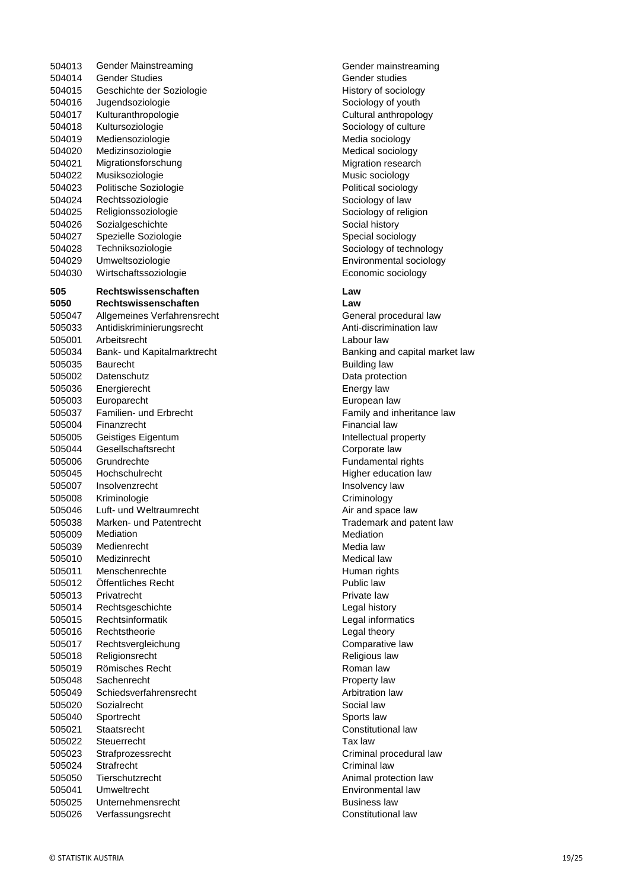| Code | Bezeichnung | Description |
|---|---|---|
| 504013 | Gender Mainstreaming | Gender mainstreaming |
| 504014 | Gender Studies | Gender studies |
| 504015 | Geschichte der Soziologie | History of sociology |
| 504016 | Jugendsoziologie | Sociology of youth |
| 504017 | Kulturanthropologie | Cultural anthropology |
| 504018 | Kultursoziologie | Sociology of culture |
| 504019 | Mediensoziologie | Media sociology |
| 504020 | Medizinsoziologie | Medical sociology |
| 504021 | Migrationsforschung | Migration research |
| 504022 | Musiksoziologie | Music sociology |
| 504023 | Politische Soziologie | Political sociology |
| 504024 | Rechtssoziologie | Sociology of law |
| 504025 | Religionssoziologie | Sociology of religion |
| 504026 | Sozialgeschichte | Social history |
| 504027 | Spezielle Soziologie | Special sociology |
| 504028 | Techniksoziologie | Sociology of technology |
| 504029 | Umweltsoziologie | Environmental sociology |
| 504030 | Wirtschaftssoziologie | Economic sociology |
| **505** | **Rechtswissenschaften** | **Law** |
| **5050** | **Rechtswissenschaften** | **Law** |
| 505047 | Allgemeines Verfahrensrecht | General procedural law |
| 505033 | Antidiskriminierungsrecht | Anti-discrimination law |
| 505001 | Arbeitsrecht | Labour law |
| 505034 | Bank- und Kapitalmarktrecht | Banking and capital market law |
| 505035 | Baurecht | Building law |
| 505002 | Datenschutz | Data protection |
| 505036 | Energierecht | Energy law |
| 505003 | Europarecht | European law |
| 505037 | Familien- und Erbrecht | Family and inheritance law |
| 505004 | Finanzrecht | Financial law |
| 505005 | Geistiges Eigentum | Intellectual property |
| 505044 | Gesellschaftsrecht | Corporate law |
| 505006 | Grundrechte | Fundamental rights |
| 505045 | Hochschulrecht | Higher education law |
| 505007 | Insolvenzrecht | Insolvency law |
| 505008 | Kriminologie | Criminology |
| 505046 | Luft- und Weltraumrecht | Air and space law |
| 505038 | Marken- und Patentrecht | Trademark and patent law |
| 505009 | Mediation | Mediation |
| 505039 | Medienrecht | Media law |
| 505010 | Medizinrecht | Medical law |
| 505011 | Menschenrechte | Human rights |
| 505012 | Öffentliches Recht | Public law |
| 505013 | Privatrecht | Private law |
| 505014 | Rechtsgeschichte | Legal history |
| 505015 | Rechtsinformatik | Legal informatics |
| 505016 | Rechtstheorie | Legal theory |
| 505017 | Rechtsvergleichung | Comparative law |
| 505018 | Religionsrecht | Religious law |
| 505019 | Römisches Recht | Roman law |
| 505048 | Sachenrecht | Property law |
| 505049 | Schiedsverfahrensrecht | Arbitration law |
| 505020 | Sozialrecht | Social law |
| 505040 | Sportrecht | Sports law |
| 505021 | Staatsrecht | Constitutional law |
| 505022 | Steuerrecht | Tax law |
| 505023 | Strafprozessrecht | Criminal procedural law |
| 505024 | Strafrecht | Criminal law |
| 505050 | Tierschutzrecht | Animal protection law |
| 505041 | Umweltrecht | Environmental law |
| 505025 | Unternehmensrecht | Business law |
| 505026 | Verfassungsrecht | Constitutional law |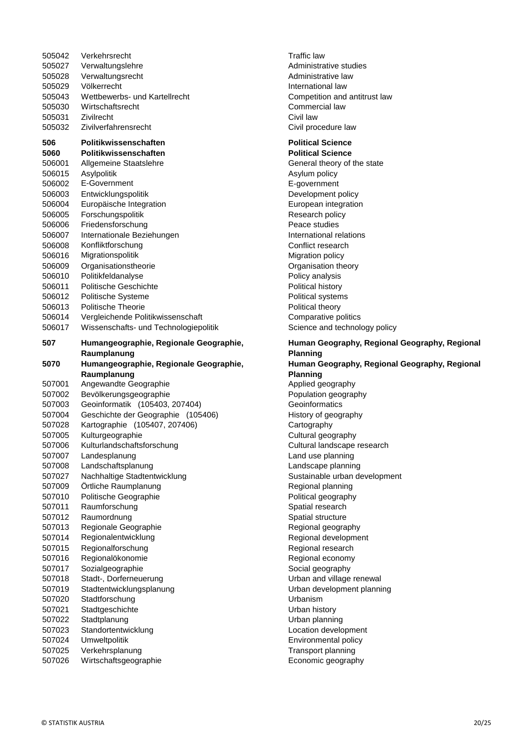| | | |
|---|---|---|
| 505042 | Verkehrsrecht | Traffic law |
| 505027 | Verwaltungslehre | Administrative studies |
| 505028 | Verwaltungsrecht | Administrative law |
| 505029 | Völkerrecht | International law |
| 505043 | Wettbewerbs- und Kartellrecht | Competition and antitrust law |
| 505030 | Wirtschaftsrecht | Commercial law |
| 505031 | Zivilrecht | Civil law |
| 505032 | Zivilverfahrensrecht | Civil procedure law |
| **506** | **Politikwissenschaften** | **Political Science** |
| **5060** | **Politikwissenschaften** | **Political Science** |
| 506001 | Allgemeine Staatslehre | General theory of the state |
| 506015 | Asylpolitik | Asylum policy |
| 506002 | E-Government | E-government |
| 506003 | Entwicklungspolitik | Development policy |
| 506004 | Europäische Integration | European integration |
| 506005 | Forschungspolitik | Research policy |
| 506006 | Friedensforschung | Peace studies |
| 506007 | Internationale Beziehungen | International relations |
| 506008 | Konfliktforschung | Conflict research |
| 506016 | Migrationspolitik | Migration policy |
| 506009 | Organisationstheorie | Organisation theory |
| 506010 | Politikfeldanalyse | Policy analysis |
| 506011 | Politische Geschichte | Political history |
| 506012 | Politische Systeme | Political systems |
| 506013 | Politische Theorie | Political theory |
| 506014 | Vergleichende Politikwissenschaft | Comparative politics |
| 506017 | Wissenschafts- und Technologiepolitik | Science and technology policy |
| **507** | **Humangeographie, Regionale Geographie, Raumplanung** | **Human Geography, Regional Geography, Regional Planning** |
| **5070** | **Humangeographie, Regionale Geographie, Raumplanung** | **Human Geography, Regional Geography, Regional Planning** |
| 507001 | Angewandte Geographie | Applied geography |
| 507002 | Bevölkerungsgeographie | Population geography |
| 507003 | Geoinformatik (105403, 207404) | Geoinformatics |
| 507004 | Geschichte der Geographie (105406) | History of geography |
| 507028 | Kartographie (105407, 207406) | Cartography |
| 507005 | Kulturgeographie | Cultural geography |
| 507006 | Kulturlandschaftsforschung | Cultural landscape research |
| 507007 | Landesplanung | Land use planning |
| 507008 | Landschaftsplanung | Landscape planning |
| 507027 | Nachhaltige Stadtentwicklung | Sustainable urban development |
| 507009 | Örtliche Raumplanung | Regional planning |
| 507010 | Politische Geographie | Political geography |
| 507011 | Raumforschung | Spatial research |
| 507012 | Raumordnung | Spatial structure |
| 507013 | Regionale Geographie | Regional geography |
| 507014 | Regionalentwicklung | Regional development |
| 507015 | Regionalforschung | Regional research |
| 507016 | Regionalökonomie | Regional economy |
| 507017 | Sozialgeographie | Social geography |
| 507018 | Stadt-, Dorferneuerung | Urban and village renewal |
| 507019 | Stadtentwicklungsplanung | Urban development planning |
| 507020 | Stadtforschung | Urbanism |
| 507021 | Stadtgeschichte | Urban history |
| 507022 | Stadtplanung | Urban planning |
| 507023 | Standortentwicklung | Location development |
| 507024 | Umweltpolitik | Environmental policy |
| 507025 | Verkehrsplanung | Transport planning |
| 507026 | Wirtschaftsgeographie | Economic geography |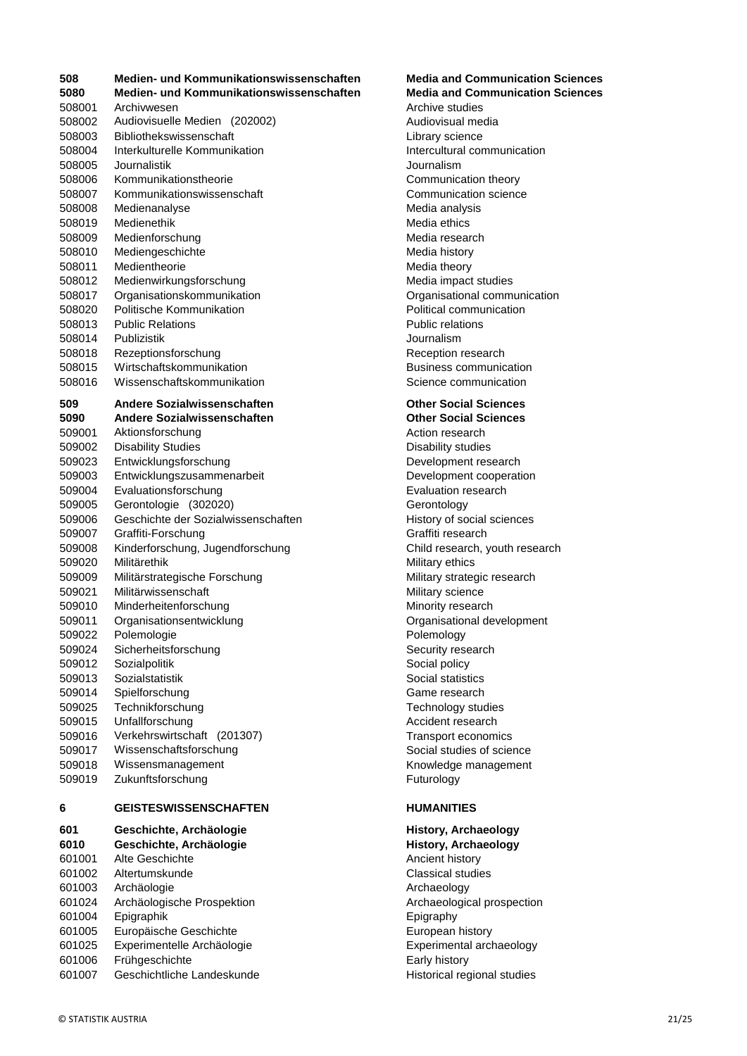| | | |
|---|---|---|
| **508** | **Medien- und Kommunikationswissenschaften** | **Media and Communication Sciences** |
| **5080** | **Medien- und Kommunikationswissenschaften** | **Media and Communication Sciences** |
| 508001 | Archivwesen | Archive studies |
| 508002 | Audiovisuelle Medien (202002) | Audiovisual media |
| 508003 | Bibliothekswissenschaft | Library science |
| 508004 | Interkulturelle Kommunikation | Intercultural communication |
| 508005 | Journalistik | Journalism |
| 508006 | Kommunikationstheorie | Communication theory |
| 508007 | Kommunikationswissenschaft | Communication science |
| 508008 | Medienanalyse | Media analysis |
| 508019 | Medienethik | Media ethics |
| 508009 | Medienforschung | Media research |
| 508010 | Mediengeschichte | Media history |
| 508011 | Medientheorie | Media theory |
| 508012 | Medienwirkungsforschung | Media impact studies |
| 508017 | Organisationskommunikation | Organisational communication |
| 508020 | Politische Kommunikation | Political communication |
| 508013 | Public Relations | Public relations |
| 508014 | Publizistik | Journalism |
| 508018 | Rezeptionsforschung | Reception research |
| 508015 | Wirtschaftskommunikation | Business communication |
| 508016 | Wissenschaftskommunikation | Science communication |
| **509** | **Andere Sozialwissenschaften** | **Other Social Sciences** |
| **5090** | **Andere Sozialwissenschaften** | **Other Social Sciences** |
| 509001 | Aktionsforschung | Action research |
| 509002 | Disability Studies | Disability studies |
| 509023 | Entwicklungsforschung | Development research |
| 509003 | Entwicklungszusammenarbeit | Development cooperation |
| 509004 | Evaluationsforschung | Evaluation research |
| 509005 | Gerontologie (302020) | Gerontology |
| 509006 | Geschichte der Sozialwissenschaften | History of social sciences |
| 509007 | Graffiti-Forschung | Graffiti research |
| 509008 | Kinderforschung, Jugendforschung | Child research, youth research |
| 509020 | Militärethik | Military ethics |
| 509009 | Militärstrategische Forschung | Military strategic research |
| 509021 | Militärwissenschaft | Military science |
| 509010 | Minderheitenforschung | Minority research |
| 509011 | Organisationsentwicklung | Organisational development |
| 509022 | Polemologie | Polemology |
| 509024 | Sicherheitsforschung | Security research |
| 509012 | Sozialpolitik | Social policy |
| 509013 | Sozialstatistik | Social statistics |
| 509014 | Spielforschung | Game research |
| 509025 | Technikforschung | Technology studies |
| 509015 | Unfallforschung | Accident research |
| 509016 | Verkehrswirtschaft (201307) | Transport economics |
| 509017 | Wissenschaftsforschung | Social studies of science |
| 509018 | Wissensmanagement | Knowledge management |
| 509019 | Zukunftsforschung | Futurology |
| **6** | **GEISTESWISSENSCHAFTEN** | **HUMANITIES** |
| **601** | **Geschichte, Archäologie** | **History, Archaeology** |
| **6010** | **Geschichte, Archäologie** | **History, Archaeology** |
| 601001 | Alte Geschichte | Ancient history |
| 601002 | Altertumskunde | Classical studies |
| 601003 | Archäologie | Archaeology |
| 601024 | Archäologische Prospektion | Archaeological prospection |
| 601004 | Epigraphik | Epigraphy |
| 601005 | Europäische Geschichte | European history |
| 601025 | Experimentelle Archäologie | Experimental archaeology |
| 601006 | Frühgeschichte | Early history |
| 601007 | Geschichtliche Landeskunde | Historical regional studies |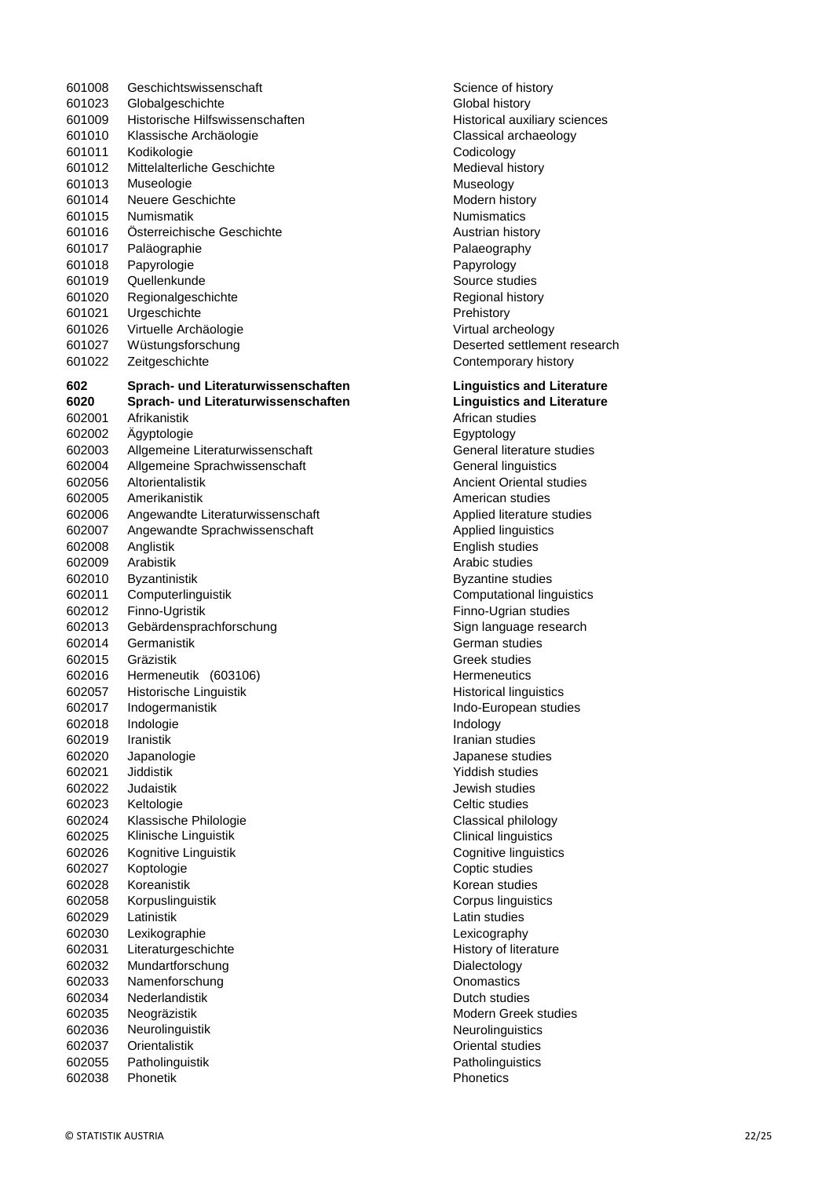| | | |
|---|---|---|
| 601008 | Geschichtswissenschaft | Science of history |
| 601023 | Globalgeschichte | Global history |
| 601009 | Historische Hilfswissenschaften | Historical auxiliary sciences |
| 601010 | Klassische Archäologie | Classical archaeology |
| 601011 | Kodikologie | Codicology |
| 601012 | Mittelalterliche Geschichte | Medieval history |
| 601013 | Museologie | Museology |
| 601014 | Neuere Geschichte | Modern history |
| 601015 | Numismatik | Numismatics |
| 601016 | Österreichische Geschichte | Austrian history |
| 601017 | Paläographie | Palaeography |
| 601018 | Papyrologie | Papyrology |
| 601019 | Quellenkunde | Source studies |
| 601020 | Regionalgeschichte | Regional history |
| 601021 | Urgeschichte | Prehistory |
| 601026 | Virtuelle Archäologie | Virtual archeology |
| 601027 | Wüstungsforschung | Deserted settlement research |
| 601022 | Zeitgeschichte | Contemporary history |
| **602** | **Sprach- und Literaturwissenschaften** | **Linguistics and Literature** |
| **6020** | **Sprach- und Literaturwissenschaften** | **Linguistics and Literature** |
| 602001 | Afrikanistik | African studies |
| 602002 | Ägyptologie | Egyptology |
| 602003 | Allgemeine Literaturwissenschaft | General literature studies |
| 602004 | Allgemeine Sprachwissenschaft | General linguistics |
| 602056 | Altorientalistik | Ancient Oriental studies |
| 602005 | Amerikanistik | American studies |
| 602006 | Angewandte Literaturwissenschaft | Applied literature studies |
| 602007 | Angewandte Sprachwissenschaft | Applied linguistics |
| 602008 | Anglistik | English studies |
| 602009 | Arabistik | Arabic studies |
| 602010 | Byzantinistik | Byzantine studies |
| 602011 | Computerlinguistik | Computational linguistics |
| 602012 | Finno-Ugristik | Finno-Ugrian studies |
| 602013 | Gebärdensprachforschung | Sign language research |
| 602014 | Germanistik | German studies |
| 602015 | Gräzistik | Greek studies |
| 602016 | Hermeneutik (603106) | Hermeneutics |
| 602057 | Historische Linguistik | Historical linguistics |
| 602017 | Indogermanistik | Indo-European studies |
| 602018 | Indologie | Indology |
| 602019 | Iranistik | Iranian studies |
| 602020 | Japanologie | Japanese studies |
| 602021 | Jiddistik | Yiddish studies |
| 602022 | Judaistik | Jewish studies |
| 602023 | Keltologie | Celtic studies |
| 602024 | Klassische Philologie | Classical philology |
| 602025 | Klinische Linguistik | Clinical linguistics |
| 602026 | Kognitive Linguistik | Cognitive linguistics |
| 602027 | Koptologie | Coptic studies |
| 602028 | Koreanistik | Korean studies |
| 602058 | Korpuslinguistik | Corpus linguistics |
| 602029 | Latinistik | Latin studies |
| 602030 | Lexikographie | Lexicography |
| 602031 | Literaturgeschichte | History of literature |
| 602032 | Mundartforschung | Dialectology |
| 602033 | Namenforschung | Onomastics |
| 602034 | Nederlandistik | Dutch studies |
| 602035 | Neogräzistik | Modern Greek studies |
| 602036 | Neurolinguistik | Neurolinguistics |
| 602037 | Orientalistik | Oriental studies |
| 602055 | Patholinguistik | Patholinguistics |
| 602038 | Phonetik | Phonetics |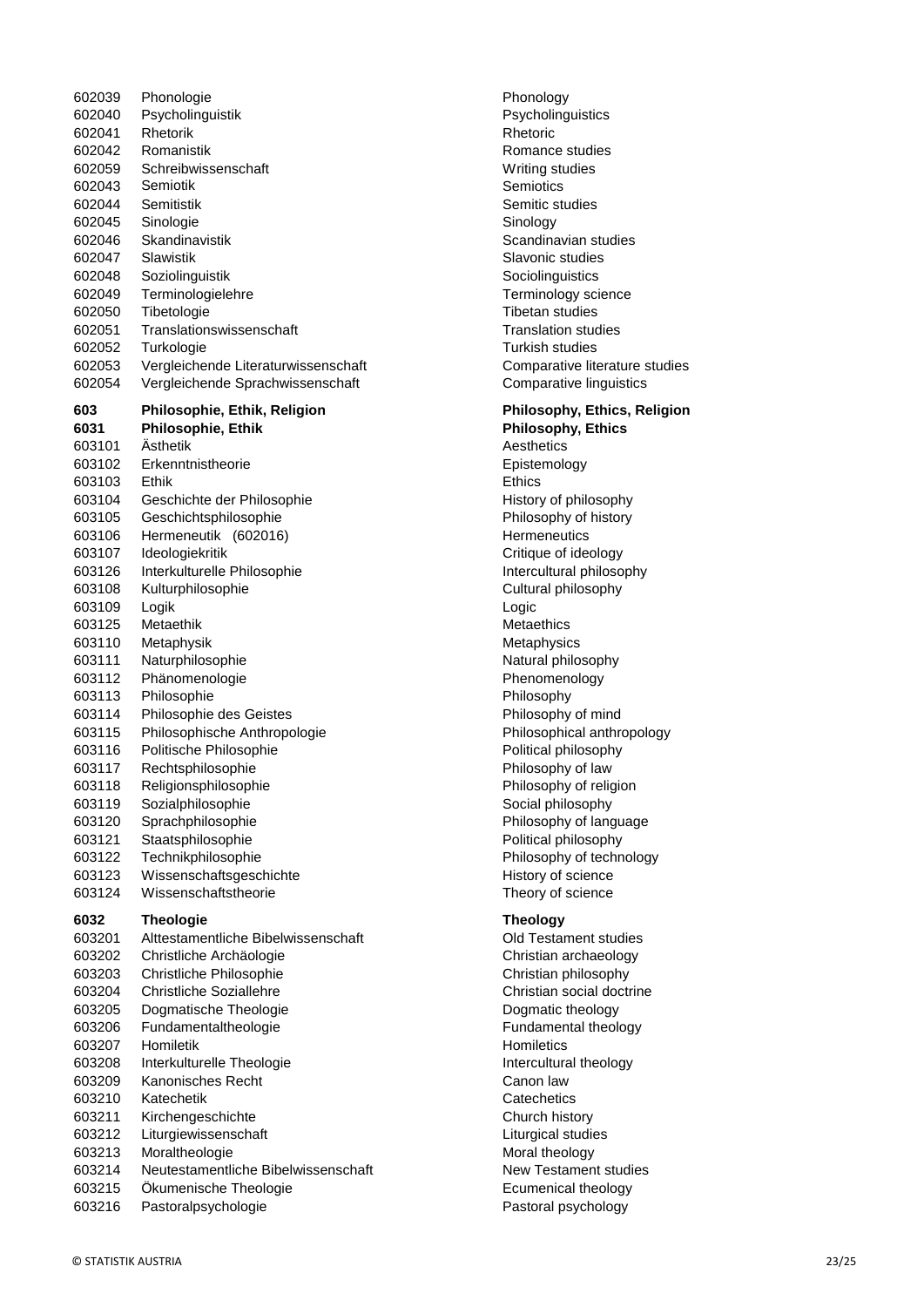| Code | Deutsch | English |
|---|---|---|
| 602039 | Phonologie | Phonology |
| 602040 | Psycholinguistik | Psycholinguistics |
| 602041 | Rhetorik | Rhetoric |
| 602042 | Romanistik | Romance studies |
| 602059 | Schreibwissenschaft | Writing studies |
| 602043 | Semiotik | Semiotics |
| 602044 | Semitistik | Semitic studies |
| 602045 | Sinologie | Sinology |
| 602046 | Skandinavistik | Scandinavian studies |
| 602047 | Slawistik | Slavonic studies |
| 602048 | Soziolinguistik | Sociolinguistics |
| 602049 | Terminologielehre | Terminology science |
| 602050 | Tibetologie | Tibetan studies |
| 602051 | Translationswissenschaft | Translation studies |
| 602052 | Turkologie | Turkish studies |
| 602053 | Vergleichende Literaturwissenschaft | Comparative literature studies |
| 602054 | Vergleichende Sprachwissenschaft | Comparative linguistics |
| **603** | **Philosophie, Ethik, Religion** | **Philosophy, Ethics, Religion** |
| **6031** | **Philosophie, Ethik** | **Philosophy, Ethics** |
| 603101 | Ästhetik | Aesthetics |
| 603102 | Erkenntnistheorie | Epistemology |
| 603103 | Ethik | Ethics |
| 603104 | Geschichte der Philosophie | History of philosophy |
| 603105 | Geschichtsphilosophie | Philosophy of history |
| 603106 | Hermeneutik (602016) | Hermeneutics |
| 603107 | Ideologiekritik | Critique of ideology |
| 603126 | Interkulturelle Philosophie | Intercultural philosophy |
| 603108 | Kulturphilosophie | Cultural philosophy |
| 603109 | Logik | Logic |
| 603125 | Metaethik | Metaethics |
| 603110 | Metaphysik | Metaphysics |
| 603111 | Naturphilosophie | Natural philosophy |
| 603112 | Phänomenologie | Phenomenology |
| 603113 | Philosophie | Philosophy |
| 603114 | Philosophie des Geistes | Philosophy of mind |
| 603115 | Philosophische Anthropologie | Philosophical anthropology |
| 603116 | Politische Philosophie | Political philosophy |
| 603117 | Rechtsphilosophie | Philosophy of law |
| 603118 | Religionsphilosophie | Philosophy of religion |
| 603119 | Sozialphilosophie | Social philosophy |
| 603120 | Sprachphilosophie | Philosophy of language |
| 603121 | Staatsphilosophie | Political philosophy |
| 603122 | Technikphilosophie | Philosophy of technology |
| 603123 | Wissenschaftsgeschichte | History of science |
| 603124 | Wissenschaftstheorie | Theory of science |
| **6032** | **Theologie** | **Theology** |
| 603201 | Alttestamentliche Bibelwissenschaft | Old Testament studies |
| 603202 | Christliche Archäologie | Christian archaeology |
| 603203 | Christliche Philosophie | Christian philosophy |
| 603204 | Christliche Soziallehre | Christian social doctrine |
| 603205 | Dogmatische Theologie | Dogmatic theology |
| 603206 | Fundamentaltheologie | Fundamental theology |
| 603207 | Homiletik | Homiletics |
| 603208 | Interkulturelle Theologie | Intercultural theology |
| 603209 | Kanonisches Recht | Canon law |
| 603210 | Katechetik | Catechetics |
| 603211 | Kirchengeschichte | Church history |
| 603212 | Liturgiewissenschaft | Liturgical studies |
| 603213 | Moraltheologie | Moral theology |
| 603214 | Neutestamentliche Bibelwissenschaft | New Testament studies |
| 603215 | Ökumenische Theologie | Ecumenical theology |
| 603216 | Pastoralpsychologie | Pastoral psychology |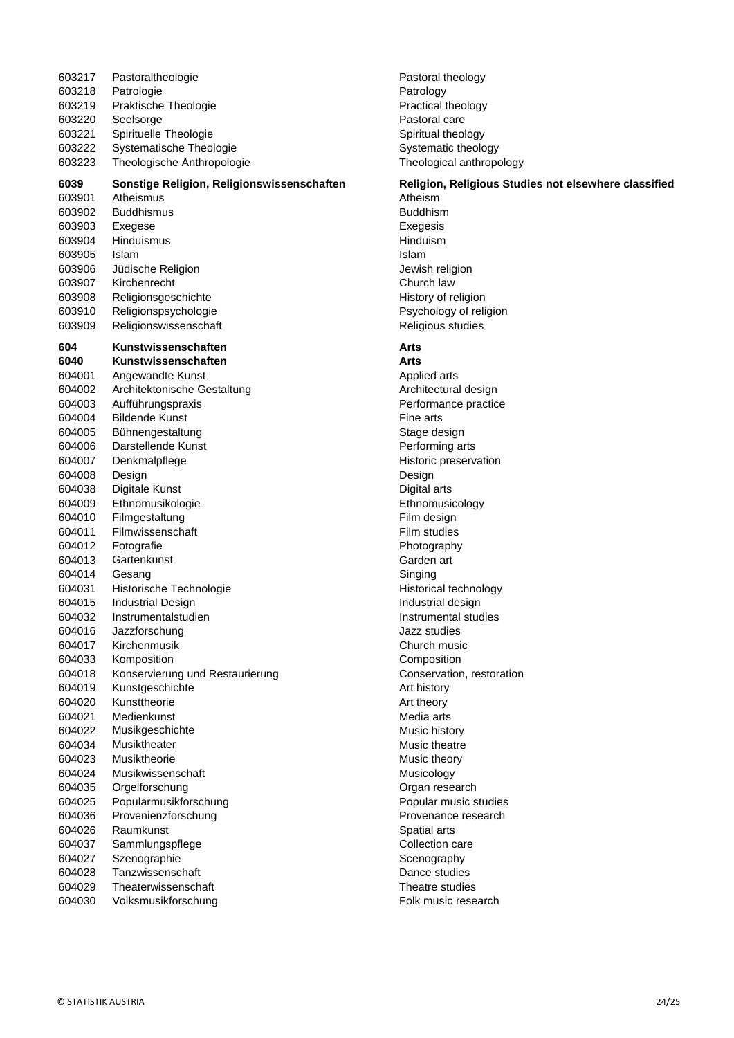| | | |
|---|---|---|
| 603217 | Pastoraltheologie | Pastoral theology |
| 603218 | Patrologie | Patrology |
| 603219 | Praktische Theologie | Practical theology |
| 603220 | Seelsorge | Pastoral care |
| 603221 | Spirituelle Theologie | Spiritual theology |
| 603222 | Systematische Theologie | Systematic theology |
| 603223 | Theologische Anthropologie | Theological anthropology |
| **6039** | **Sonstige Religion, Religionswissenschaften** | **Religion, Religious Studies not elsewhere classified** |
| 603901 | Atheismus | Atheism |
| 603902 | Buddhismus | Buddhism |
| 603903 | Exegese | Exegesis |
| 603904 | Hinduismus | Hinduism |
| 603905 | Islam | Islam |
| 603906 | Jüdische Religion | Jewish religion |
| 603907 | Kirchenrecht | Church law |
| 603908 | Religionsgeschichte | History of religion |
| 603910 | Religionspsychologie | Psychology of religion |
| 603909 | Religionswissenschaft | Religious studies |
| **604** | **Kunstwissenschaften** | **Arts** |
| **6040** | **Kunstwissenschaften** | **Arts** |
| 604001 | Angewandte Kunst | Applied arts |
| 604002 | Architektonische Gestaltung | Architectural design |
| 604003 | Aufführungspraxis | Performance practice |
| 604004 | Bildende Kunst | Fine arts |
| 604005 | Bühnengestaltung | Stage design |
| 604006 | Darstellende Kunst | Performing arts |
| 604007 | Denkmalpflege | Historic preservation |
| 604008 | Design | Design |
| 604038 | Digitale Kunst | Digital arts |
| 604009 | Ethnomusikologie | Ethnomusicology |
| 604010 | Filmgestaltung | Film design |
| 604011 | Filmwissenschaft | Film studies |
| 604012 | Fotografie | Photography |
| 604013 | Gartenkunst | Garden art |
| 604014 | Gesang | Singing |
| 604031 | Historische Technologie | Historical technology |
| 604015 | Industrial Design | Industrial design |
| 604032 | Instrumentalstudien | Instrumental studies |
| 604016 | Jazzforschung | Jazz studies |
| 604017 | Kirchenmusik | Church music |
| 604033 | Komposition | Composition |
| 604018 | Konservierung und Restaurierung | Conservation, restoration |
| 604019 | Kunstgeschichte | Art history |
| 604020 | Kunsttheorie | Art theory |
| 604021 | Medienkunst | Media arts |
| 604022 | Musikgeschichte | Music history |
| 604034 | Musiktheater | Music theatre |
| 604023 | Musiktheorie | Music theory |
| 604024 | Musikwissenschaft | Musicology |
| 604035 | Orgelforschung | Organ research |
| 604025 | Popularmusikforschung | Popular music studies |
| 604036 | Provenienzforschung | Provenance research |
| 604026 | Raumkunst | Spatial arts |
| 604037 | Sammlungspflege | Collection care |
| 604027 | Szenographie | Scenography |
| 604028 | Tanzwissenschaft | Dance studies |
| 604029 | Theaterwissenschaft | Theatre studies |
| 604030 | Volksmusikforschung | Folk music research |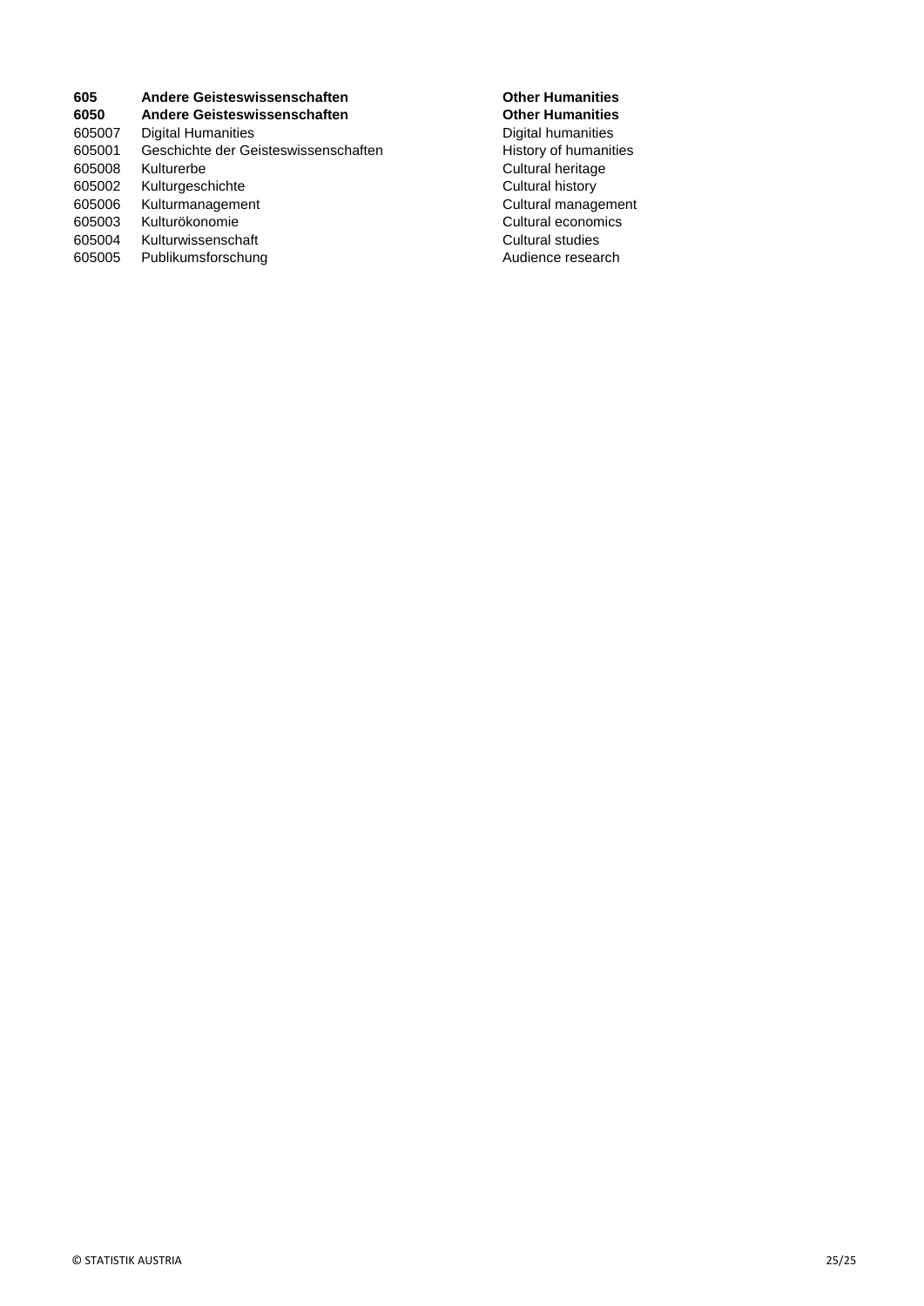| | | |
|---|---|---|
| **605** | **Andere Geisteswissenschaften** | **Other Humanities** |
| **6050** | **Andere Geisteswissenschaften** | **Other Humanities** |
| 605007 | Digital Humanities | Digital humanities |
| 605001 | Geschichte der Geisteswissenschaften | History of humanities |
| 605008 | Kulturerbe | Cultural heritage |
| 605002 | Kulturgeschichte | Cultural history |
| 605006 | Kulturmanagement | Cultural management |
| 605003 | Kulturökonomie | Cultural economics |
| 605004 | Kulturwissenschaft | Cultural studies |
| 605005 | Publikumsforschung | Audience research |